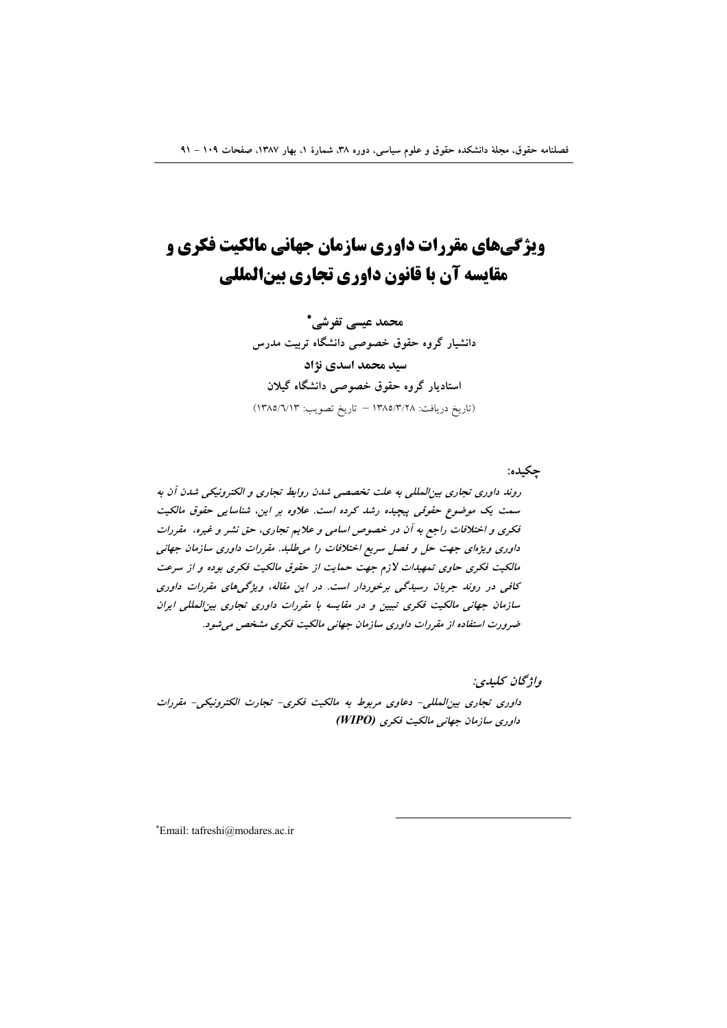# ویژگی‌های مقررات داوری سازمان جهانی مالکیت فکری و مقایسه آن با قانون داوری تجاری بین‌المللی

**محمد عیسی تفرشی*[*]**

**دانشیار گروه حقوق خصوصی دانشگاه تربیت مدرس**

**سید محمد اسدی نژاد**

**استادیار گروه حقوق خصوصی دانشگاه گیلان**

(تاریخ دریافت: ۱۳۸۵/۳/۲۸ – تاریخ تصویب: ۱۳۸۵/۶/۱۳)

**چکیده:**

*روند داوری تجاری بین‌المللی به علت تخصصی شدن روابط تجاری و الکترونیکی شدن آن به سمت یک موضوع حقوقی پیچیده رشد کرده است. علاوه بر این، شناسایی حقوق مالکیت فکری و اختلافات راجع به آن در خصوص اسامی و علایم تجاری، حق نشر و غیره، مقررات داوری ویژه‌ای جهت حل و فصل سریع اختلافات را می‌طلبد. مقررات داوری سازمان جهانی مالکیت فکری حاوی تمهیدات لازم جهت حمایت از حقوق مالکیت فکری بوده و از سرعت کافی در روند جریان رسیدگی برخوردار است. در این مقاله، ویژگی‌های مقررات داوری سازمان جهانی مالکیت فکری تبیین و در مقایسه با مقررات داوری تجاری بین‌المللی ایران ضرورت استفاده از مقررات داوری سازمان جهانی مالکیت فکری مشخص می‌شود.*

*واژگان کلیدی:*

*داوری تجاری بین‌المللی- دعاوی مربوط به مالکیت فکری- تجارت الکترونیکی- مقررات داوری سازمان جهانی مالکیت فکری (WIPO)*

[*] Email: tafreshi@modares.ac.ir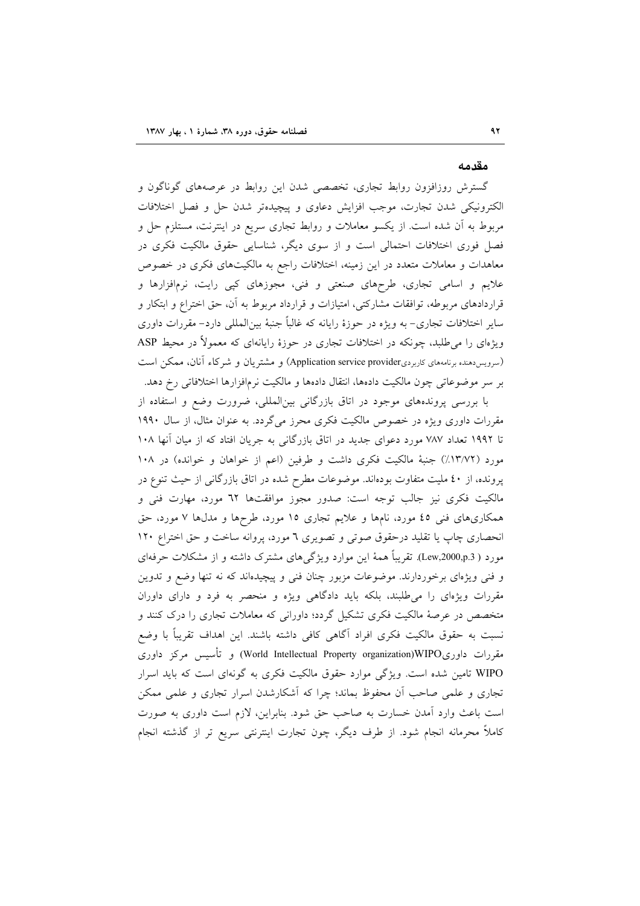## مقدمه

گسترش روزافزون روابط تجاری، تخصصی شدن این روابط در عرصه‌های گوناگون و الکترونیکی شدن تجارت، موجب افزایش دعاوی و پیچیده‌تر شدن حل و فصل اختلافات مربوط به آن شده است. از یکسو معاملات و روابط تجاری سریع در اینترنت، مستلزم حل و فصل فوری اختلافات احتمالی است و از سوی دیگر، شناسایی حقوق مالکیت فکری در معاهدات و معاملات متعدد در این زمینه، اختلافات راجع به مالکیت‌های فکری در خصوص علایم و اسامی تجاری، طرح‌های صنعتی و فنی، مجوزهای کپی رایت، نرم‌افزارها و قراردادهای مربوطه، توافقات مشارکتی، امتیازات و قرارداد مربوط به آن، حق اختراع و ابتکار و سایر اختلافات تجاری- به ویژه در حوزهٔ رایانه که غالباً جنبهٔ بین‌المللی دارد- مقررات داوری ویژه‌ای را می‌طلبد، چونکه در اختلافات تجاری در حوزهٔ رایانه‌ای که معمولاً در محیط ASP (سرویس‌دهنده برنامه‌های کاربردیApplication service provider) و مشتریان و شرکاء آنان، ممکن است بر سر موضوعاتی چون مالکیت داده‌ها، انتقال داده‌ها و مالکیت نرم‌افزارها اختلافاتی رخ دهد.

با بررسی پرونده‌های موجود در اتاق بازرگانی بین‌المللی، ضرورت وضع و استفاده از مقررات داوری ویژه در خصوص مالکیت فکری محرز می‌گردد. به عنوان مثال، از سال ۱۹۹۰ تا ۱۹۹۲ تعداد ۷۸۷ مورد دعوای جدید در اتاق بازرگانی به جریان افتاد که از میان آنها ۱۰۸ مورد (۱۳/۷۲٪) جنبهٔ مالکیت فکری داشت و طرفین (اعم از خواهان و خوانده) در ۱۰۸ پرونده، از ٤٠ ملیت متفاوت بوده‌اند. موضوعات مطرح شده در اتاق بازرگانی از حیث تنوع در مالکیت فکری نیز جالب توجه است: صدور مجوز موافقت‌ها ٦٢ مورد، مهارت فنی و همکاری‌های فنی ٤٥ مورد، نام‌ها و علایم تجاری ١٥ مورد، طرح‌ها و مدل‌ها ٧ مورد، حق انحصاری چاپ یا تقلید درحقوق صوتی و تصویری ٦ مورد، پروانه ساخت و حق اختراع ١٢٠ مورد (Lew,2000,p.3). تقریباً همهٔ این موارد ویژگی‌های مشترک داشته و از مشکلات حرفه‌ای و فنی ویژه‌ای برخوردارند. موضوعات مزبور چنان فنی و پیچیده‌اند که نه تنها وضع و تدوین مقررات ویژه‌ای را می‌طلبند، بلکه باید دادگاهی ویژه و منحصر به فرد و دارای داوران متخصص در عرصهٔ مالکیت فکری تشکیل گردد؛ داورانی که معاملات تجاری را درک کنند و نسبت به حقوق مالکیت فکری افراد آگاهی کافی داشته باشند. این اهداف تقریباً با وضع مقررات داوریWIPO(World Intellectual Property organization) و تأسیس مرکز داوری WIPO تامین شده است. ویژگی موارد حقوق مالکیت فکری به گونه‌ای است که باید اسرار تجاری و علمی صاحب آن محفوظ بماند؛ چرا که آشکارشدن اسرار تجاری و علمی ممکن است باعث وارد آمدن خسارت به صاحب حق شود. بنابراین، لازم است داوری به صورت کاملاً محرمانه انجام شود. از طرف دیگر، چون تجارت اینترنتی سریع تر از گذشته انجام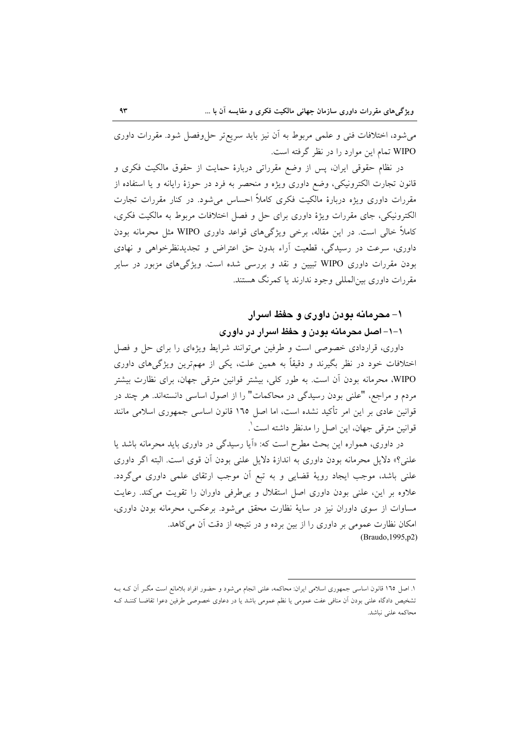می‌شود، اختلافات فنی و علمی مربوط به آن نیز باید سریع‌تر حل‌وفصل شود. مقررات داوری WIPO تمام این موارد را در نظر گرفته است.

در نظام حقوقی ایران، پس از وضع مقرراتی دربارهٔ حمایت از حقوق مالکیت فکری و قانون تجارت الکترونیکی، وضع داوری ویژه و منحصر به فرد در حوزهٔ رایانه و یا استفاده از مقررات داوری ویژه دربارهٔ مالکیت فکری کاملاً احساس می‌شود. در کنار مقررات تجارت الکترونیکی، جای مقررات ویژهٔ داوری برای حل و فصل اختلافات مربوط به مالکیت فکری، کاملاً خالی است. در این مقاله، برخی ویژگی‌های قواعد داوری WIPO مثل محرمانه بودن داوری، سرعت در رسیدگی، قطعیت آراء بدون حق اعتراض و تجدیدنظرخواهی و نهادی بودن مقررات داوری WIPO تبیین و نقد و بررسی شده است. ویژگی‌های مزبور در سایر مقررات داوری بین‌المللی وجود ندارند یا کمرنگ هستند.

## ۱- محرمانه بودن داوری و حفظ اسرار

### ۱-۱- اصل محرمانه بودن و حفظ اسرار در داوری

داوری، قراردادی خصوصی است و طرفین می‌توانند شرایط ویژه‌ای را برای حل و فصل اختلافات خود در نظر بگیرند و دقیقاً به همین علت، یکی از مهم‌ترین ویژگی‌های داوری WIPO، محرمانه بودن آن است. به طور کلی، بیشتر قوانین مترقی جهان، برای نظارت بیشتر مردم و مراجع، "علنی بودن رسیدگی در محاکمات" را از اصول اساسی دانسته‌اند. هر چند در قوانین عادی بر این امر تأکید نشده است، اما اصل ۱۶۵ قانون اساسی جمهوری اسلامی مانند قوانین مترقی جهان، این اصل را مدنظر داشته است[۱].

در داوری، همواره این بحث مطرح است که: «آیا رسیدگی در داوری باید محرمانه باشد یا علنی؟» دلایل محرمانه بودن داوری به اندازهٔ دلایل علنی بودن آن قوی است. البته اگر داوری علنی باشد، موجب ایجاد رویهٔ قضایی و به تبع آن موجب ارتقای علمی داوری می‌گردد. علاوه بر این، علنی بودن داوری اصل استقلال و بی‌طرفی داوران را تقویت می‌کند. رعایت مساوات از سوی داوران نیز در سایهٔ نظارت محقق می‌شود. برعکس، محرمانه بودن داوری، امکان نظارت عمومی بر داوری را از بین برده و در نتیجه از دقت آن می‌کاهد. (Braudo,1995,p2)

---

۱. اصل ۱۶۵ قانون اساسی جمهوری اسلامی ایران: محاکمه، علنی انجام می‌شود و حضور افراد بلامانع است مگـر آن کـه بـه تشخیص دادگاه علنی بودن آن منافی عفت عمومی یا نظم عمومی باشد یا در دعاوی خصوصی طرفین دعوا تقاضـا کننـد کـه محاکمه علنی نباشد.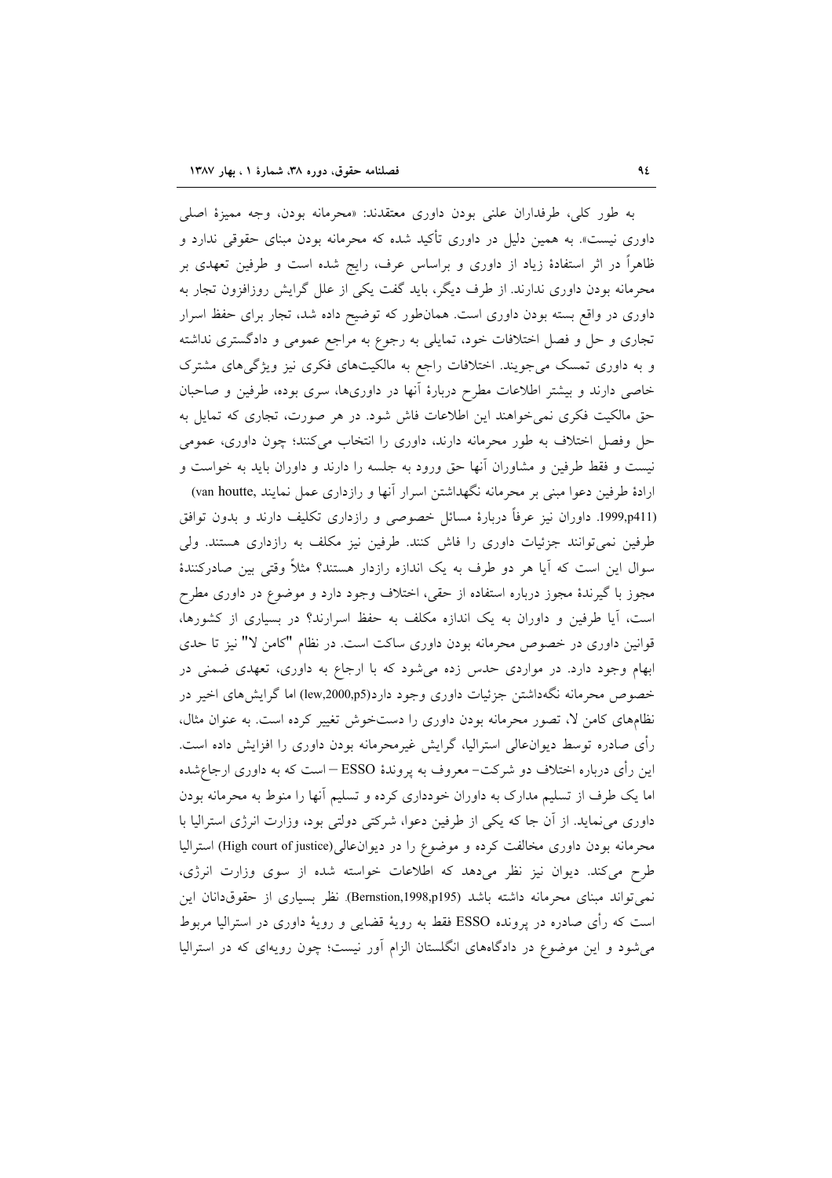به طور کلی، طرفداران علنی بودن داوری معتقدند: «محرمانه بودن، وجه ممیزهٔ اصلی داوری نیست». به همین دلیل در داوری تأکید شده که محرمانه بودن مبنای حقوقی ندارد و ظاهراً در اثر استفادهٔ زیاد از داوری و براساس عرف، رایج شده است و طرفین تعهدی بر محرمانه بودن داوری ندارند. از طرف دیگر، باید گفت یکی از علل گرایش روزافزون تجار به داوری در واقع بسته بودن داوری است. همان‌طور که توضیح داده شد، تجار برای حفظ اسرار تجاری و حل و فصل اختلافات خود، تمایلی به رجوع به مراجع عمومی و دادگستری نداشته و به داوری تمسک می‌جویند. اختلافات راجع به مالکیت‌های فکری نیز ویژگی‌های مشترک خاصی دارند و بیشتر اطلاعات مطرح دربارهٔ آنها در داوری‌ها، سری بوده، طرفین و صاحبان حق مالکیت فکری نمی‌خواهند این اطلاعات فاش شود. در هر صورت، تجاری که تمایل به حل وفصل اختلاف به طور محرمانه دارند، داوری را انتخاب می‌کنند؛ چون داوری، عمومی نیست و فقط طرفین و مشاوران آنها حق ورود به جلسه را دارند و داوران باید به خواست و ارادهٔ طرفین دعوا مبنی بر محرمانه نگهداشتن اسرار آنها و رازداری عمل نمایند (van houtte, 1999,p411). داوران نیز عرفاً دربارهٔ مسائل خصوصی و رازداری تکلیف دارند و بدون توافق طرفین نمی‌توانند جزئیات داوری را فاش کنند. طرفین نیز مکلف به رازداری هستند. ولی سوال این است که آیا هر دو طرف به یک اندازه رازدار هستند؟ مثلاً وقتی بین صادرکنندهٔ مجوز با گیرندهٔ مجوز درباره استفاده از حقی، اختلاف وجود دارد و موضوع در داوری مطرح است، آیا طرفین و داوران به یک اندازه مکلف به حفظ اسرارند؟ در بسیاری از کشورها، قوانین داوری در خصوص محرمانه بودن داوری ساکت است. در نظام "کامن لا" نیز تا حدی ابهام وجود دارد. در مواردی حدس زده می‌شود که با ارجاع به داوری، تعهدی ضمنی در خصوص محرمانه نگه‌داشتن جزئیات داوری وجود دارد(lew,2000,p5) اما گرایش‌های اخیر در نظام‌های کامن لا، تصور محرمانه بودن داوری را دستخوش تغییر کرده است. به عنوان مثال، رأی صادره توسط دیوان‌عالی استرالیا، گرایش غیرمحرمانه بودن داوری را افزایش داده است. این رأی درباره اختلاف دو شرکت- معروف به پروندهٔ ESSO – است که به داوری ارجاع‌شده اما یک طرف از تسلیم مدارک به داوران خودداری کرده و تسلیم آنها را منوط به محرمانه بودن داوری می‌نماید. از آن جا که یکی از طرفین دعوا، شرکتی دولتی بود، وزارت انرژی استرالیا با محرمانه بودن داوری مخالفت کرده و موضوع را در دیوان‌عالی(High court of justice) استرالیا طرح می‌کند. دیوان نیز نظر می‌دهد که اطلاعات خواسته شده از سوی وزارت انرژی، نمی‌تواند مبنای محرمانه داشته باشد (Bernstion,1998,p195). نظر بسیاری از حقوق‌دانان این است که رأی صادره در پرونده ESSO فقط به رویهٔ قضایی و رویهٔ داوری در استرالیا مربوط می‌شود و این موضوع در دادگاه‌های انگلستان الزام آور نیست؛ چون رویه‌ای که در استرالیا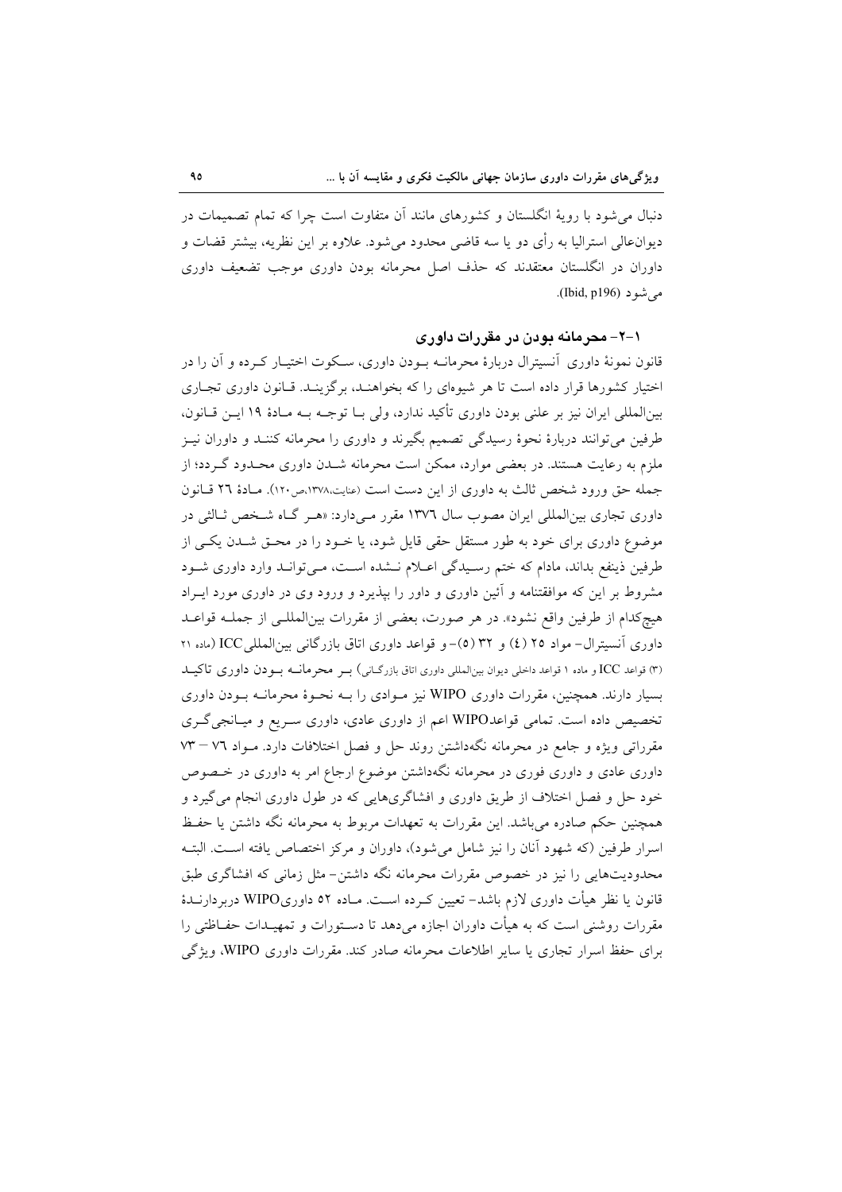دنبال می‌شود با رویهٔ انگلستان و کشورهای مانند آن متفاوت است چرا که تمام تصمیمات در دیوان‌عالی استرالیا به رأی دو یا سه قاضی محدود می‌شود. علاوه بر این نظریه، بیشتر قضات و داوران در انگلستان معتقدند که حذف اصل محرمانه بودن داوری موجب تضعیف داوری می‌شود (Ibid, p196).

### ۱-۲- محرمانه بودن در مقررات داوری

قانون نمونهٔ داوری آنسیترال دربارهٔ محرمانه بودن داوری، سکوت اختیار کرده و آن را در اختیار کشورها قرار داده است تا هر شیوه‌ای را که بخواهند، برگزینند. قانون داوری تجاری بین‌المللی ایران نیز بر علنی بودن داوری تأکید ندارد، ولی با توجه به مادهٔ ۱۹ این قانون، طرفین می‌توانند دربارهٔ نحوهٔ رسیدگی تصمیم بگیرند و داوری را محرمانه کنند و داوران نیز ملزم به رعایت هستند. در بعضی موارد، ممکن است محرمانه شدن داوری محدود گردد؛ از جمله حق ورود شخص ثالث به داوری از این دست است (عنایت،۱۳۷۸،ص۱۲۰). مادهٔ ۲۶ قانون داوری تجاری بین‌المللی ایران مصوب سال ۱۳۷٦ مقرر می‌دارد: «هر گاه شخص ثالثی در موضوع داوری برای خود به طور مستقل حقی قایل شود، یا خود را در محق شدن یکی از طرفین ذینفع بداند، مادام که ختم رسیدگی اعلام نشده است، می‌تواند وارد داوری شود مشروط بر این که موافقتنامه و آئین داوری و داور را بپذیرد و ورود وی در داوری مورد ایراد هیچ‌کدام از طرفین واقع نشود». در هر صورت، بعضی از مقررات بین‌المللی از جملهٔ قواعد داوری آنسیترال- مواد ۲۵ (٤) و ۳۲ (٥)- و قواعد داوری اتاق بازرگانی بین‌المللی ICC (ماده ۲۱ (۳) قواعد ICC و ماده ۱ قواعد داخلی دیوان بین‌المللی داوری اتاق بازرگانی) بر محرمانه بودن داوری تاکید بسیار دارند. همچنین، مقررات داوری WIPO نیز موادی را به نحوهٔ محرمانه بودن داوری تخصیص داده است. تمامی قواعدWIPO اعم از داوری عادی، داوری سریع و میانجی‌گری مقرراتی ویژه و جامع در محرمانه نگه‌داشتن روند حل و فصل اختلافات دارد. مواد ۷٦ – ۷۳ داوری عادی و داوری فوری در محرمانه نگه‌داشتن موضوع ارجاع امر به داوری در خصوص خود حل و فصل اختلاف از طریق داوری و افشاگری‌هایی که در طول داوری انجام می‌گیرد و همچنین حکم صادره می‌باشد. این مقررات مربوط به تعهدات مربوط به محرمانه نگه داشتن یا حفظ اسرار طرفین (که شهود آنان را نیز شامل می‌شود)، داوران و مرکز اختصاص یافته است. البته محدودیت‌هایی را نیز در خصوص مقررات محرمانه نگه داشتن- مثل زمانی که افشاگری طبق قانون یا نظر هیأت داوری لازم باشد- تعیین کرده است. ماده ٥۲ داوریWIPO دربردارندهٔ مقررات روشنی است که به هیأت داوران اجازه می‌دهد تا دستورات و تمهیدات حفاظتی را برای حفظ اسرار تجاری یا سایر اطلاعات محرمانه صادر کند. مقررات داوری WIPO، ویژگی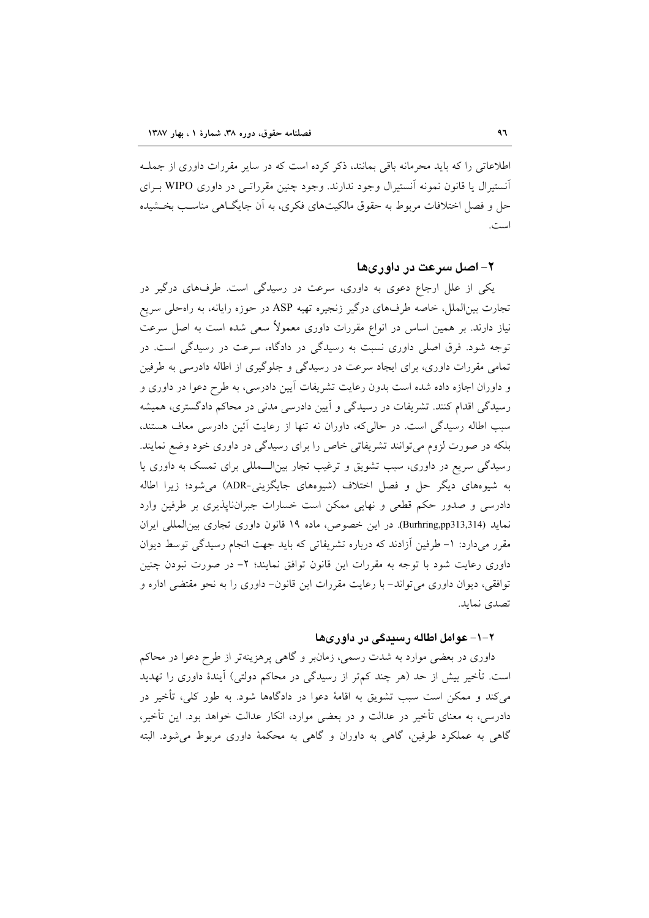اطلاعاتی را که باید محرمانه باقی بمانند، ذکر کرده است که در سایر مقررات داوری از جمله آنستیرال یا قانون نمونه آنستیرال وجود ندارند. وجود چنین مقرراتی در داوری WIPO برای حل و فصل اختلافات مربوط به حقوق مالکیت‌های فکری، به آن جایگاهی مناسب بخشیده است.

## ۲- اصل سرعت در داوری‌ها

یکی از علل ارجاع دعوی به داوری، سرعت در رسیدگی است. طرف‌های درگیر در تجارت بین‌الملل، خاصه طرف‌های درگیر زنجیره تهیه ASP در حوزه رایانه، به راه‌حلی سریع نیاز دارند. بر همین اساس در انواع مقررات داوری معمولاً سعی شده است به اصل سرعت توجه شود. فرق اصلی داوری نسبت به رسیدگی در دادگاه، سرعت در رسیدگی است. در تمامی مقررات داوری، برای ایجاد سرعت در رسیدگی و جلوگیری از اطاله دادرسی به طرفین و داوران اجازه داده شده است بدون رعایت تشریفات آیین دادرسی، به طرح دعوا در داوری و رسیدگی اقدام کنند. تشریفات در رسیدگی و آیین دادرسی مدنی در محاکم دادگستری، همیشه سبب اطاله رسیدگی است. در حالی‌که، داوران نه تنها از رعایت آئین دادرسی معاف هستند، بلکه در صورت لزوم می‌توانند تشریفاتی خاص را برای رسیدگی در داوری خود وضع نمایند. رسیدگی سریع در داوری، سبب تشویق و ترغیب تجار بین‌المللی برای تمسک به داوری یا به شیوه‌های دیگر حل و فصل اختلاف (شیوه‌های جایگزینی-ADR) می‌شود؛ زیرا اطاله دادرسی و صدور حکم قطعی و نهایی ممکن است خسارات جبران‌ناپذیری بر طرفین وارد نماید (Burhring,pp313,314). در این خصوص، ماده ۱۹ قانون داوری تجاری بین‌المللی ایران مقرر می‌دارد: ۱- طرفین آزادند که درباره تشریفاتی که باید جهت انجام رسیدگی توسط دیوان داوری رعایت شود با توجه به مقررات این قانون توافق نمایند؛ ۲- در صورت نبودن چنین توافقی، دیوان داوری می‌تواند- با رعایت مقررات این قانون- داوری را به نحو مقتضی اداره و تصدی نماید.

### ۲-۱- عوامل اطاله رسیدگی در داوری‌ها

داوری در بعضی موارد به شدت رسمی، زمان‌بر و گاهی پرهزینه‌تر از طرح دعوا در محاکم است. تأخیر بیش از حد (هر چند کم‌تر از رسیدگی در محاکم دولتی) آیندهٔ داوری را تهدید می‌کند و ممکن است سبب تشویق به اقامهٔ دعوا در دادگاه‌ها شود. به طور کلی، تأخیر در دادرسی، به معنای تأخیر در عدالت و در بعضی موارد، انکار عدالت خواهد بود. این تأخیر، گاهی به عملکرد طرفین، گاهی به داوران و گاهی به محکمهٔ داوری مربوط می‌شود. البته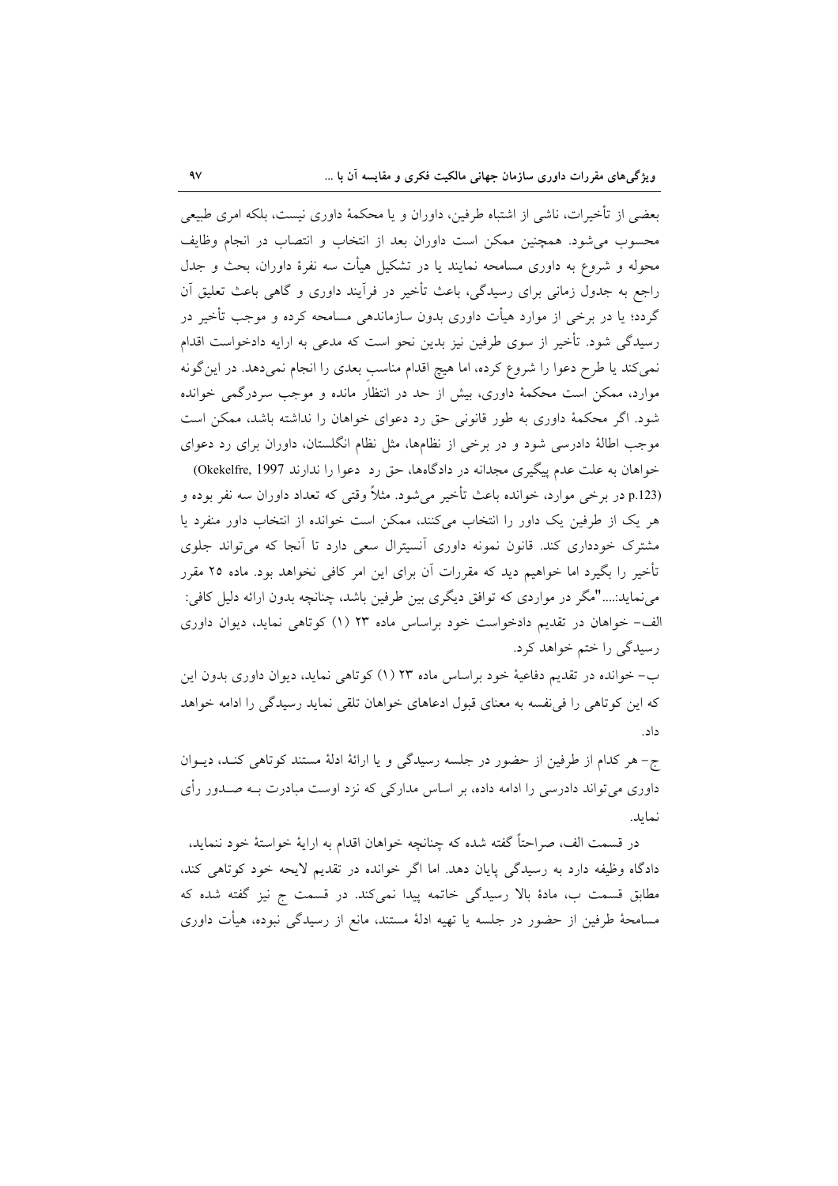بعضی از تأخیرات، ناشی از اشتباه طرفین، داوران و یا محکمهٔ داوری نیست، بلکه امری طبیعی محسوب می‌شود. همچنین ممکن است داوران بعد از انتخاب و انتصاب در انجام وظایف محوله و شروع به داوری مسامحه نمایند یا در تشکیل هیأت سه نفرهٔ داوران، بحث و جدل راجع به جدول زمانی برای رسیدگی، باعث تأخیر در فرآیند داوری و گاهی باعث تعلیق آن گردد؛ یا در برخی از موارد هیأت داوری بدون سازماندهی مسامحه کرده و موجب تأخیر در رسیدگی شود. تأخیر از سوی طرفین نیز بدین نحو است که مدعی به ارایه دادخواست اقدام نمی‌کند یا طرح دعوا را شروع کرده، اما هیچ اقدام مناسبِ بعدی را انجام نمی‌دهد. در این‌گونه موارد، ممکن است محکمهٔ داوری، بیش از حد در انتظار مانده و موجب سردرگمی خوانده شود. اگر محکمهٔ داوری به طور قانونی حق رد دعوای خواهان را نداشته باشد، ممکن است موجب اطالهٔ دادرسی شود و در برخی از نظام‌ها، مثل نظام انگلستان، داوران برای رد دعوای خواهان به علت عدم پیگیری مجدانه در دادگاه‌ها، حق رد دعوا را ندارند (Okekelfre, 1997 p.123) در برخی موارد، خوانده باعث تأخیر می‌شود. مثلاً وقتی که تعداد داوران سه نفر بوده و هر یک از طرفین یک داور را انتخاب می‌کنند، ممکن است خوانده از انتخاب داور منفرد یا مشترک خودداری کند. قانون نمونه داوری آنسیترال سعی دارد تا آنجا که می‌تواند جلوی تأخیر را بگیرد اما خواهیم دید که مقررات آن برای این امر کافی نخواهد بود. ماده ۲۵ مقرر می‌نماید:..."مگر در مواردی که توافق دیگری بین طرفین باشد، چنانچه بدون ارائه دلیل کافی:

الف- خواهان در تقدیم دادخواست خود براساس ماده ۲۳ (۱) کوتاهی نماید، دیوان داوری رسیدگی را ختم خواهد کرد.

ب- خوانده در تقدیم دفاعیهٔ خود براساس ماده ۲۳ (۱) کوتاهی نماید، دیوان داوری بدون این که این کوتاهی را فی‌نفسه به معنای قبول ادعاهای خواهان تلقی نماید رسیدگی را ادامه خواهد داد.

ج- هر کدام از طرفین از حضور در جلسه رسیدگی و یا ارائهٔ ادلهٔ مستند کوتاهی کند، دیوان داوری می‌تواند دادرسی را ادامه داده، بر اساس مدارکی که نزد اوست مبادرت به صدور رأی نماید.

در قسمت الف، صراحتاً گفته شده که چنانچه خواهان اقدام به ارایهٔ خواستهٔ خود ننماید، دادگاه وظیفه دارد به رسیدگی پایان دهد. اما اگر خوانده در تقدیم لایحه خود کوتاهی کند، مطابق قسمت ب، مادهٔ بالا رسیدگی خاتمه پیدا نمی‌کند. در قسمت ج نیز گفته شده که مسامحهٔ طرفین از حضور در جلسه یا تهیه ادلهٔ مستند، مانع از رسیدگی نبوده، هیأت داوری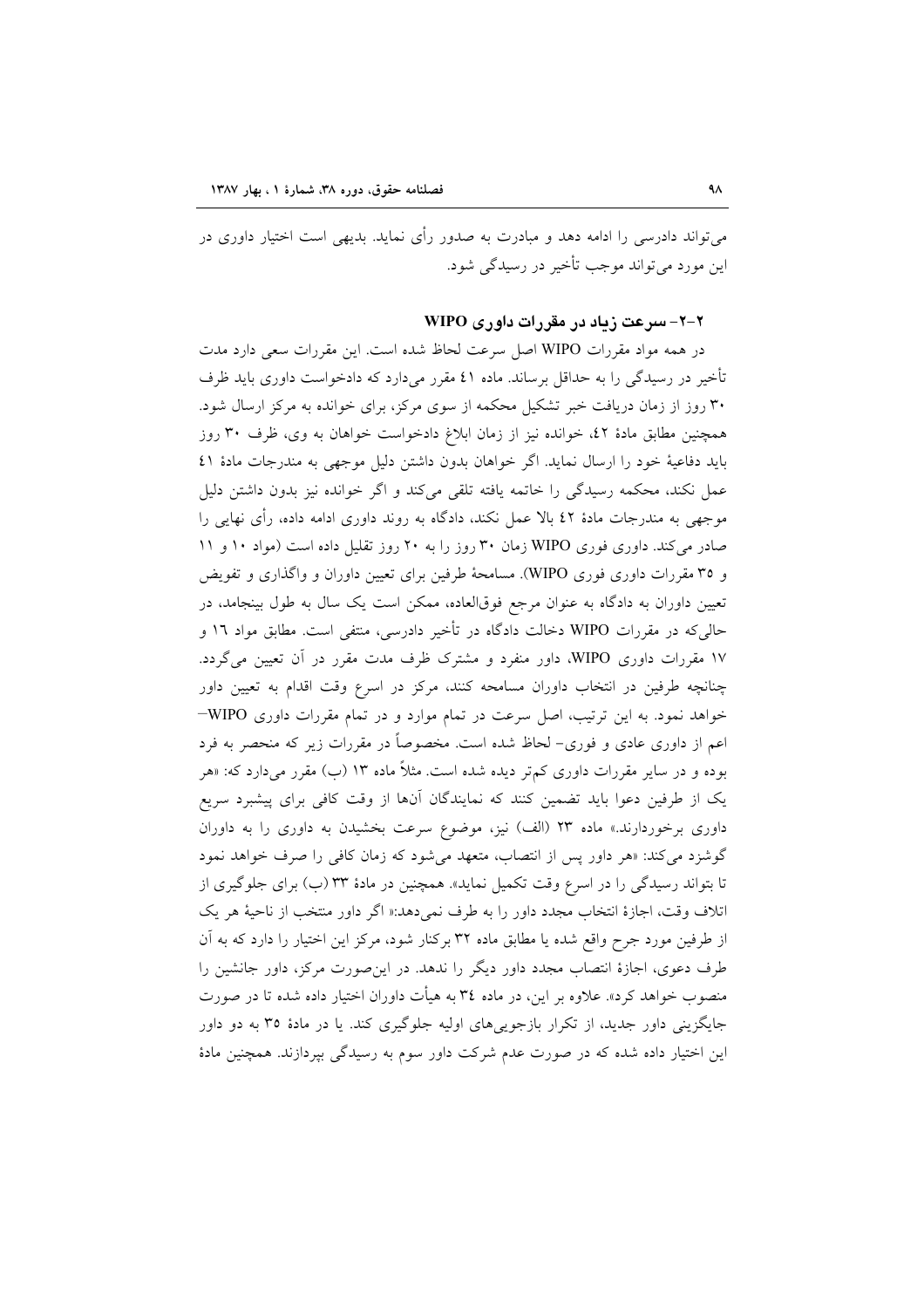می‌تواند دادرسی را ادامه دهد و مبادرت به صدور رأی نماید. بدیهی است اختیار داوری در این مورد می‌تواند موجب تأخیر در رسیدگی شود.

### ۲-۲- سرعت زیاد در مقررات داوری WIPO

در همه مواد مقررات WIPO اصل سرعت لحاظ شده است. این مقررات سعی دارد مدت تأخیر در رسیدگی را به حداقل برساند. ماده ٤١ مقرر می‌دارد که دادخواست داوری باید ظرف ۳۰ روز از زمان دریافت خبر تشکیل محکمه از سوی مرکز، برای خوانده به مرکز ارسال شود. همچنین مطابق مادهٔ ٤٢، خوانده نیز از زمان ابلاغ دادخواست خواهان به وی، ظرف ۳۰ روز باید دفاعیهٔ خود را ارسال نماید. اگر خواهان بدون داشتن دلیل موجهی به مندرجات مادهٔ ٤١ عمل نکند، محکمه رسیدگی را خاتمه یافته تلقی می‌کند و اگر خوانده نیز بدون داشتن دلیل موجهی به مندرجات مادهٔ ٤٢ بالا عمل نکند، دادگاه به روند داوری ادامه داده، رأی نهایی را صادر می‌کند. داوری فوری WIPO زمان ۳۰ روز را به ۲۰ روز تقلیل داده است (مواد ۱۰ و ۱۱ و ۳۵ مقررات داوری فوری WIPO). مسامحهٔ طرفین برای تعیین داوران و واگذاری و تفویض تعیین داوران به دادگاه به عنوان مرجع فوق‌العاده، ممکن است یک سال به طول بینجامد، در حالی‌که در مقررات WIPO دخالت دادگاه در تأخیر دادرسی، منتفی است. مطابق مواد ١٦ و ١٧ مقررات داوری WIPO، داور منفرد و مشترک ظرف مدت مقرر در آن تعیین می‌گردد. چنانچه طرفین در انتخاب داوران مسامحه کنند، مرکز در اسرع وقت اقدام به تعیین داور خواهد نمود. به این ترتیب، اصل سرعت در تمام موارد و در تمام مقررات داوری WIPO– اعم از داوری عادی و فوری– لحاظ شده است. مخصوصاً در مقررات زیر که منحصر به فرد بوده و در سایر مقررات داوری کم‌تر دیده شده است. مثلاً ماده ۱۳ (ب) مقرر می‌دارد که: «هر یک از طرفین دعوا باید تضمین کنند که نمایندگان آن‌ها از وقت کافی برای پیشبرد سریع داوری برخوردارند.» ماده ۲۳ (الف) نیز، موضوع سرعت بخشیدن به داوری را به داوران گوشزد می‌کند: «هر داور پس از انتصاب، متعهد می‌شود که زمان کافی را صرف خواهد نمود تا بتواند رسیدگی را در اسرع وقت تکمیل نماید». همچنین در مادهٔ ۳۳ (ب) برای جلوگیری از اتلاف وقت، اجازهٔ انتخاب مجدد داور را به طرف نمی‌دهد:« اگر داور منتخب از ناحیهٔ هر یک از طرفین مورد جرح واقع شده یا مطابق ماده ۳۲ برکنار شود، مرکز این اختیار را دارد که به آن طرف دعوی، اجازهٔ انتصاب مجدد داور دیگر را ندهد. در این‌صورت مرکز، داور جانشین را منصوب خواهد کرد». علاوه بر این، در ماده ٣٤ به هیأت داوران اختیار داده شده تا در صورت جایگزینی داور جدید، از تکرار بازجویی‌های اولیه جلوگیری کند. یا در مادهٔ ۳۵ به دو داور این اختیار داده شده که در صورت عدم شرکت داور سوم به رسیدگی بپردازند. همچنین مادهٔ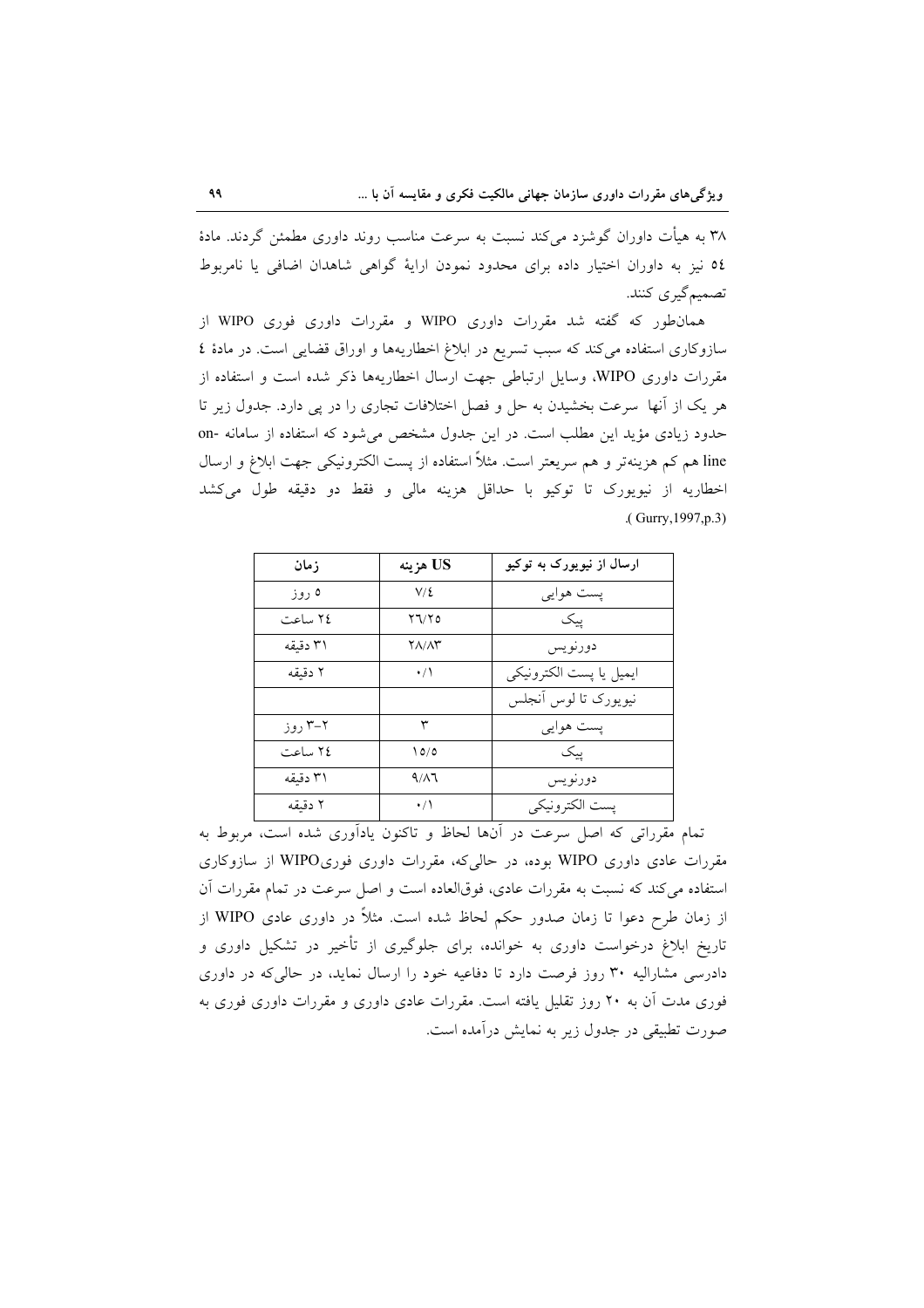۳۸ به هیأت داوران گوشزد می‌کند نسبت به سرعت مناسب روند داوری مطمئن گردند. مادهٔ ٥٤ نیز به داوران اختیار داده برای محدود نمودن ارایهٔ گواهی شاهدان اضافی یا نامربوط تصمیم‌گیری کنند.

همان‌طور که گفته شد مقررات داوری WIPO و مقررات داوری فوری WIPO از سازوکاری استفاده می‌کند که سبب تسریع در ابلاغ اخطاریه‌ها و اوراق قضایی است. در مادهٔ ٤ مقررات داوری WIPO، وسایل ارتباطی جهت ارسال اخطاریه‌ها ذکر شده است و استفاده از هر یک از آنها سرعت بخشیدن به حل و فصل اختلافات تجاری را در پی دارد. جدول زیر تا حدود زیادی مؤید این مطلب است. در این جدول مشخص می‌شود که استفاده از سامانه on-line هم کم هزینه‌تر و هم سریعتر است. مثلاً استفاده از پست الکترونیکی جهت ابلاغ و ارسال اخطاریه از نیویورک تا توکیو با حداقل هزینه مالی و فقط دو دقیقه طول می‌کشد (Gurry,1997,p.3).

| ارسال از نیویورک به توکیو | US هزینه | زمان |
|---|---|---|
| پست هوایی | ٧/٤ | ٥ روز |
| پیک | ٢٦/٢٥ | ٢٤ ساعت |
| دورنویس | ٢٨/٨٣ | ٣١ دقیقه |
| ایمیل یا پست الکترونیکی | ٠/١ | ٢ دقیقه |
| نیویورک تا لوس آنجلس | | |
| پست هوایی | ٣ | ٢–٣ روز |
| پیک | ١٥/٥ | ٢٤ ساعت |
| دورنویس | ٩/٨٦ | ٣١ دقیقه |
| پست الکترونیکی | ٠/١ | ٢ دقیقه |

تمام مقرراتی که اصل سرعت در آنها لحاظ و تاکنون یادآوری شده است، مربوط به مقررات عادی داوری WIPO بوده، در حالی‌که، مقررات داوری فوریWIPO از سازوکاری استفاده می‌کند که نسبت به مقررات عادی، فوق‌العاده است و اصل سرعت در تمام مقررات آن از زمان طرح دعوا تا زمان صدور حکم لحاظ شده است. مثلاً در داوری عادی WIPO از تاریخ ابلاغ درخواست داوری به خوانده، برای جلوگیری از تأخیر در تشکیل داوری و دادرسی مشارالیه ۳۰ روز فرصت دارد تا دفاعیه خود را ارسال نماید، در حالی‌که در داوری فوری مدت آن به ۲۰ روز تقلیل یافته است. مقررات عادی داوری و مقررات داوری فوری به صورت تطبیقی در جدول زیر به نمایش درآمده است.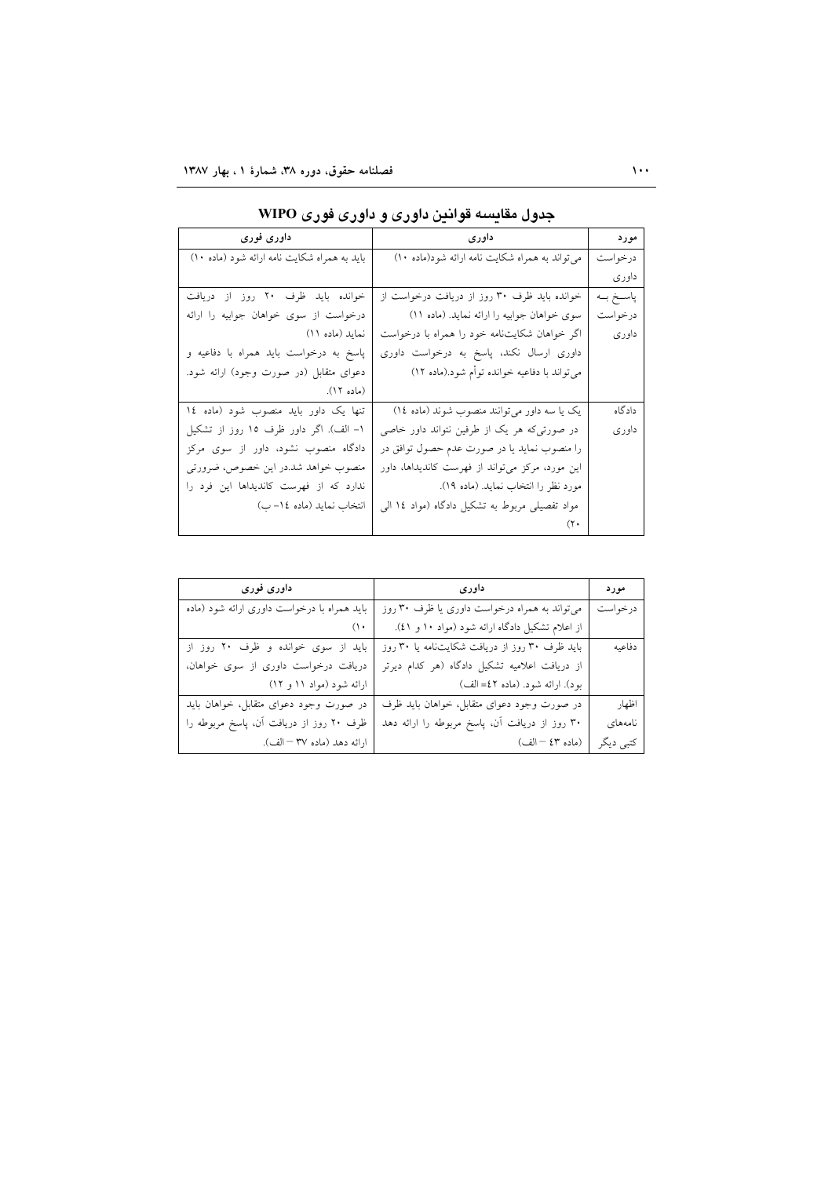## جدول مقایسه قوانین داوری و داوری فوری WIPO

| مورد | داوری | داوری فوری |
|---|---|---|
| درخواست داوری | می‌تواند به همراه شکایت نامه ارائه شود(ماده ۱۰) | باید به همراه شکایت نامه ارائه شود (ماده ۱۰) |
| پاسخ به درخواست داوری | خوانده باید ظرف ۳۰ روز از دریافت درخواست از سوی خواهان جوابیه را ارائه نماید. (ماده ۱۱) اگر خواهان شکایت‌نامه خود را همراه با درخواست داوری ارسال نکند، پاسخ به درخواست داوری می‌تواند با دفاعیه خوانده توأم شود.(ماده ۱۲) | خوانده باید ظرف ۲۰ روز از دریافت درخواست از سوی خواهان جوابیه را ارائه نماید (ماده ۱۱) پاسخ به درخواست باید همراه با دفاعیه و دعوای متقابل (در صورت وجود) ارائه شود. (ماده ۱۲). |
| دادگاه داوری | یک یا سه داور می‌توانند منصوب شوند (ماده ١٤) در صورتی‌که هر یک از طرفین نتواند داور خاصی را منصوب نماید یا در صورت عدم حصول توافق در این مورد، مرکز می‌تواند از فهرست کاندیداها، داور مورد نظر را انتخاب نماید. (ماده ۱۹). مواد تفصیلی مربوط به تشکیل دادگاه (مواد ١٤ الی ۲۰) | تنها یک داور باید منصوب شود (ماده ١٤ -۱- الف). اگر داور ظرف ۱۵ روز از تشکیل دادگاه منصوب نشود، داور از سوی مرکز منصوب خواهد شد.در این خصوص، ضرورتی ندارد که از فهرست کاندیداها این فرد را انتخاب نماید (ماده ١٤- ب) |

| مورد | داوری | داوری فوری |
|---|---|---|
| درخواست | می‌تواند به همراه درخواست داوری یا ظرف ۳۰ روز از اعلام تشکیل دادگاه ارائه شود (مواد ۱۰ و ٤١). | باید همراه با درخواست داوری ارائه شود (ماده ۱۰) |
| دفاعیه | باید ظرف ۳۰ روز از دریافت شکایت‌نامه یا ۳۰ روز از دریافت اعلامیه تشکیل دادگاه (هر کدام دیرتر بود). ارائه شود. (ماده ٤٢= الف) | باید از سوی خوانده و ظرف ۲۰ روز از دریافت درخواست داوری از سوی خواهان، ارائه شود (مواد ۱۱ و ۱۲) |
| اظهار نامه‌های کتبی دیگر | در صورت وجود دعوای متقابل، خواهان باید ظرف ۳۰ روز از دریافت آن، پاسخ مربوطه را ارائه دهد (ماده ٤٣ – الف) | در صورت وجود دعوای متقابل، خواهان باید ظرف ۲۰ روز از دریافت آن، پاسخ مربوطه را ارائه دهد (ماده ۳۷ – الف). |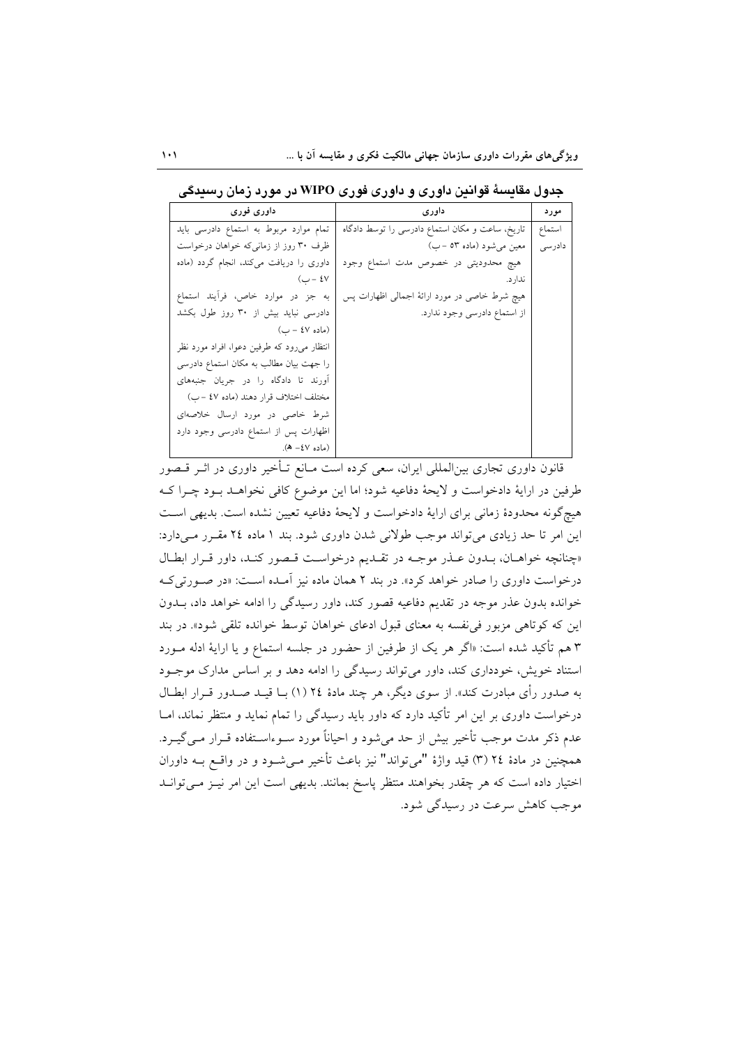**جدول مقایسهٔ قوانین داوری و داوری فوری WIPO در مورد زمان رسیدگی**

| مورد | داوری | داوری فوری |
|---|---|---|
| استماع دادرسی | تاریخ، ساعت و مکان استماع دادرسی را توسط دادگاه معین می‌شود (ماده ۵۳ –ب) هیچ محدودیتی در خصوص مدت استماع وجود ندارد. هیچ شرط خاصی در مورد ارائهٔ اجمالی اظهارات پس از استماع دادرسی وجود ندارد. | تمام موارد مربوط به استماع دادرسی باید ظرف ۳۰ روز از زمانی‌که خواهان درخواست داوری را دریافت می‌کند، انجام گردد (ماده ۴۷ –ب) به جز در موارد خاص، فرآیند استماع دادرسی نباید بیش از ۳۰ روز طول بکشد (ماده ۴۷ – ب) انتظار می‌رود که طرفین دعوا، افراد مورد نظر را جهت بیان مطالب به مکان استماع دادرسی آورند تا دادگاه را در جریان جنبه‌های مختلف اختلاف قرار دهند (ماده ۴۷ –ب) شرط خاصی در مورد ارسال خلاصه‌ای اظهارات پس از استماع دادرسی وجود دارد (ماده ۴۷– ه). |

قانون داوری تجاری بین‌المللی ایران، سعی کرده است مانع تأخیر داوری در اثر قصور طرفین در ارایهٔ دادخواست و لایحهٔ دفاعیه شود؛ اما این موضوع کافی نخواهد بود چرا که هیچ‌گونه محدودهٔ زمانی برای ارایهٔ دادخواست و لایحهٔ دفاعیه تعیین نشده است. بدیهی است این امر تا حد زیادی می‌تواند موجب طولانی شدن داوری شود. بند ۱ ماده ۲٤ مقرر می‌دارد: «چنانچه خواهان، بدون عذر موجه در تقدیم درخواست قصور کند، داور قرار ابطال درخواست داوری را صادر خواهد کرد». در بند ۲ همان ماده نیز آمده است: «در صورتی‌که خوانده بدون عذر موجه در تقدیم دفاعیه قصور کند، داور رسیدگی را ادامه خواهد داد، بدون این که کوتاهی مزبور فی‌نفسه به معنای قبول ادعای خواهان توسط خوانده تلقی شود». در بند ۳ هم تأکید شده است: «اگر هر یک از طرفین از حضور در جلسه استماع و یا ارایهٔ ادله مورد استناد خویش، خودداری کند، داور می‌تواند رسیدگی را ادامه دهد و بر اساس مدارک موجود به صدور رأی مبادرت کند». از سوی دیگر، هر چند مادهٔ ۲٤ (۱) با قید صدور قرار ابطال درخواست داوری بر این امر تأکید دارد که داور باید رسیدگی را تمام نماید و منتظر نماند، اما عدم ذکر مدت موجب تأخیر بیش از حد می‌شود و احیاناً مورد سوءاستفاده قرار می‌گیرد. همچنین در مادهٔ ۲٤ (۳) قید واژهٔ "می‌تواند" نیز باعث تأخیر می‌شود و در واقع به داوران اختیار داده است که هر چقدر بخواهند منتظر پاسخ بمانند. بدیهی است این امر نیز می‌تواند موجب کاهش سرعت در رسیدگی شود.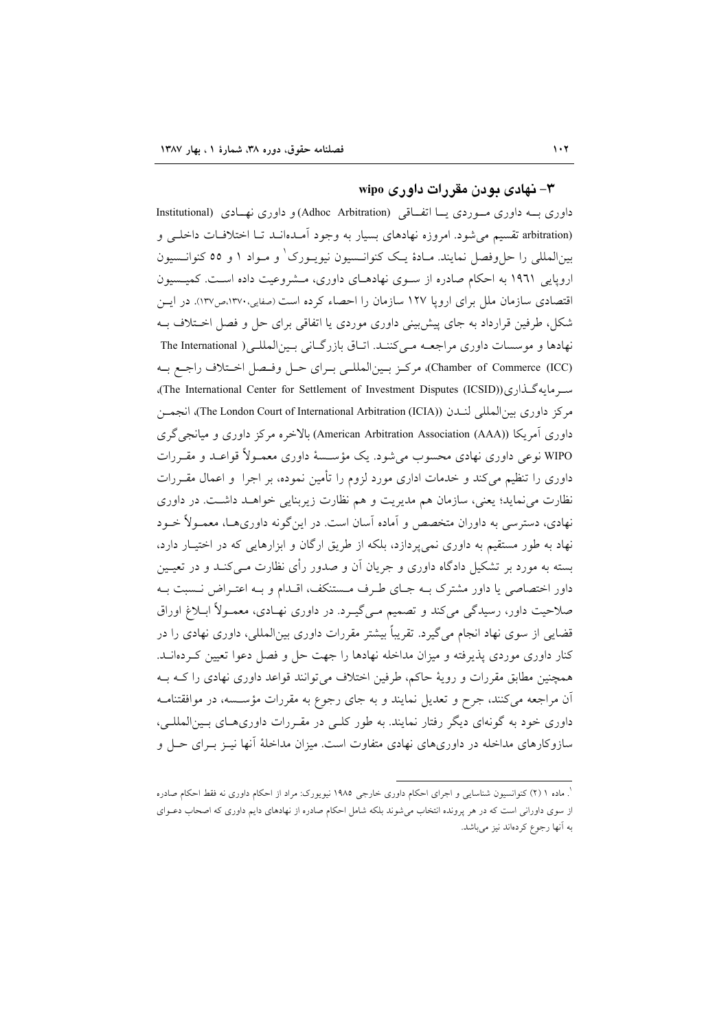## ۳- نهادی بودن مقررات داوری wipo

داوری بـه داوری مـوردی یـا اتفـاقی (Adhoc Arbitration) و داوری نهـادی (Institutional arbitration) تقسیم می‌شود. امروزه نهادهای بسیار به وجود آمـده‌انـد تـا اختلافـات داخلـی و بین‌المللی را حل‌وفصل نمایند. مـادۀ یـک کنوانـسیون نیویـورک[1] و مـواد ۱ و ۵۵ کنوانـسیون اروپایی ۱۹۶۱ به احکام صادره از سـوی نهادهـای داوری، مـشروعیت داده اسـت. کمیـسیون اقتصادی سازمان ملل برای اروپا ۱۲۷ سازمان را احصاء کرده است (صفایی،۱۳۷۰،ص۱۳۷). در ایـن شکل، طرفین قرارداد به جای پیش‌بینی داوری موردی یا اتفاقی برای حل و فصل اخـتلاف بـه نهادها و موسسات داوری مراجعـه مـی‌کننـد. اتـاق بازرگـانی بـین‌المللـی ( The International Chamber of Commerce (ICC))، مرکـز بـین‌المللـی بـرای حـل وفـصل اخـتلاف راجـع بـه سـرمایه‌گـذاری((The International Center for Settlement of Investment Disputes (ICSID)، مرکز داوری بین‌المللی لنـدن ((The London Court of International Arbitration (ICIA)، انجمـن داوری آمریکا ((American Arbitration Association (AAA) بالاخره مرکز داوری و میانجی‌گری WIPO نوعی داوری نهادی محسوب می‌شود. یک مؤسـسۀ داوری معمـولاً قواعـد و مقـررات داوری را تنظیم می‌کند و خدمات اداری مورد لزوم را تأمین نموده، بر اجرا و اعمال مقـررات نظارت می‌نماید؛ یعنی، سازمان هم مدیریت و هم نظارت زیربنایی خواهـد داشـت. در داوری نهادی، دسترسی به داوران متخصص و آماده آسان است. در این‌گونه داوری‌هـا، معمـولاً خـود نهاد به طور مستقیم به داوری نمی‌پردازد، بلکه از طریق ارگان و ابزارهایی که در اختیـار دارد، بسته به مورد بر تشکیل دادگاه داوری و جریان آن و صدور رأی نظارت مـی‌کنـد و در تعیـین داور اختصاصی یا داور مشترک بـه جـای طـرف مـستنکف، اقـدام و بـه اعتـراض نـسبت بـه صلاحیت داور، رسیدگی می‌کند و تصمیم مـی‌گیـرد. در داوری نهـادی، معمـولاً ابـلاغ اوراق قضایی از سوی نهاد انجام می‌گیرد. تقریباً بیشتر مقررات داوری بین‌المللی، داوری نهادی را در کنار داوری موردی پذیرفته و میزان مداخله نهادها را جهت حل و فصل دعوا تعیین کـرده‌انـد. همچنین مطابق مقررات و رویۀ حاکم، طرفین اختلاف می‌توانند قواعد داوری نهادی را کـه بـه آن مراجعه می‌کنند، جرح و تعدیل نمایند و به جای رجوع به مقررات مؤسـسه، در موافقتنامـه داوری خود به گونه‌ای دیگر رفتار نمایند. به طور کلـی در مقـررات داوری‌هـای بـین‌المللـی، سازوکارهای مداخله در داوری‌های نهادی متفاوت است. میزان مداخلۀ آنها نیـز بـرای حـل و

---

[1]. ماده ۱ (۲) کنوانسیون شناسایی و اجرای احکام داوری خارجی ۱۹۸۵ نیویورک: مراد از احکام داوری نه فقط احکام صادره از سوی داورانی است که در هر پرونده انتخاب می‌شوند بلکه شامل احکام صادره از نهادهای دایم داوری که اصحاب دعـوای به آنها رجوع کرده‌اند نیز می‌باشد.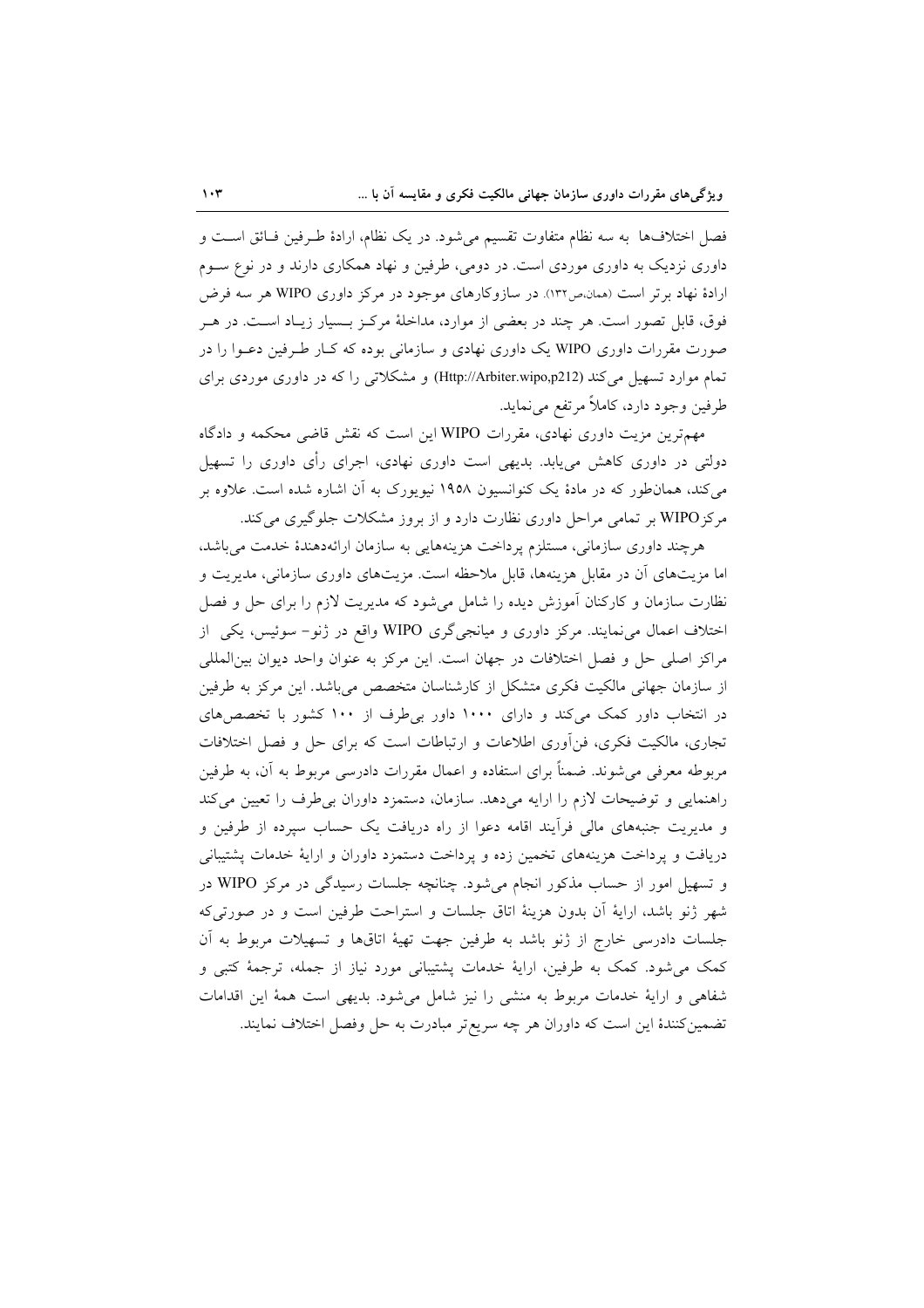فصل اختلاف‌ها به سه نظام متفاوت تقسیم می‌شود. در یک نظام، ارادهٔ طـرفین فـائق اسـت و داوری نزدیک به داوری موردی است. در دومی، طرفین و نهاد همکاری دارند و در نوع سـوم ارادهٔ نهاد برتر است (همان،ص۱۳۲). در سازوکارهای موجود در مرکز داوری WIPO هر سه فرض فوق، قابل تصور است. هر چند در بعضی از موارد، مداخلهٔ مرکـز بـسیار زیـاد اسـت. در هـر صورت مقررات داوری WIPO یک داوری نهادی و سازمانی بوده که کـار طـرفین دعـوا را در تمام موارد تسهیل می‌کند (Http://Arbiter.wipo,p212) و مشکلاتی را که در داوری موردی برای طرفین وجود دارد، کاملاً مرتفع می‌نماید.

مهم‌ترین مزیت داوری نهادی، مقررات WIPO این است که نقش قاضی محکمه و دادگاه دولتی در داوری کاهش می‌یابد. بدیهی است داوری نهادی، اجرای رأی داوری را تسهیل می‌کند، همان‌طور که در مادهٔ یک کنوانسیون ۱۹۵۸ نیویورک به آن اشاره شده است. علاوه بر مرکزWIPO بر تمامی مراحل داوری نظارت دارد و از بروز مشکلات جلوگیری می‌کند.

هرچند داوری سازمانی، مستلزم پرداخت هزینه‌هایی به سازمان ارائه‌دهندهٔ خدمت می‌باشد، اما مزیت‌های آن در مقابل هزینه‌ها، قابل ملاحظه است. مزیت‌های داوری سازمانی، مدیریت و نظارت سازمان و کارکنان آموزش دیده را شامل می‌شود که مدیریت لازم را برای حل و فصل اختلاف اعمال می‌نمایند. مرکز داوری و میانجی‌گری WIPO واقع در ژنو- سوئیس، یکی از مراکز اصلی حل و فصل اختلافات در جهان است. این مرکز به عنوان واحد دیوان بین‌المللی از سازمان جهانی مالکیت فکری متشکل از کارشناسان متخصص می‌باشد. این مرکز به طرفین در انتخاب داور کمک می‌کند و دارای ۱۰۰۰ داور بی‌طرف از ۱۰۰ کشور با تخصص‌های تجاری، مالکیت فکری، فن‌آوری اطلاعات و ارتباطات است که برای حل و فصل اختلافات مربوطه معرفی می‌شوند. ضمناً برای استفاده و اعمال مقررات دادرسی مربوط به آن، به طرفین راهنمایی و توضیحات لازم را ارایه می‌دهد. سازمان، دستمزد داوران بی‌طرف را تعیین می‌کند و مدیریت جنبه‌های مالی فرآیند اقامه دعوا از راه دریافت یک حساب سپرده از طرفین و دریافت و پرداخت هزینه‌های تخمین زده و پرداخت دستمزد داوران و ارایهٔ خدمات پشتیبانی و تسهیل امور از حساب مذکور انجام می‌شود. چنانچه جلسات رسیدگی در مرکز WIPO در شهر ژنو باشد، ارایهٔ آن بدون هزینهٔ اتاق جلسات و استراحت طرفین است و در صورتی‌که جلسات دادرسی خارج از ژنو باشد به طرفین جهت تهیهٔ اتاق‌ها و تسهیلات مربوط به آن کمک می‌شود. کمک به طرفین، ارایهٔ خدمات پشتیبانی مورد نیاز از جمله، ترجمهٔ کتبی و شفاهی و ارایهٔ خدمات مربوط به منشی را نیز شامل می‌شود. بدیهی است همهٔ این اقدامات تضمین‌کنندهٔ این است که داوران هر چه سریع‌تر مبادرت به حل وفصل اختلاف نمایند.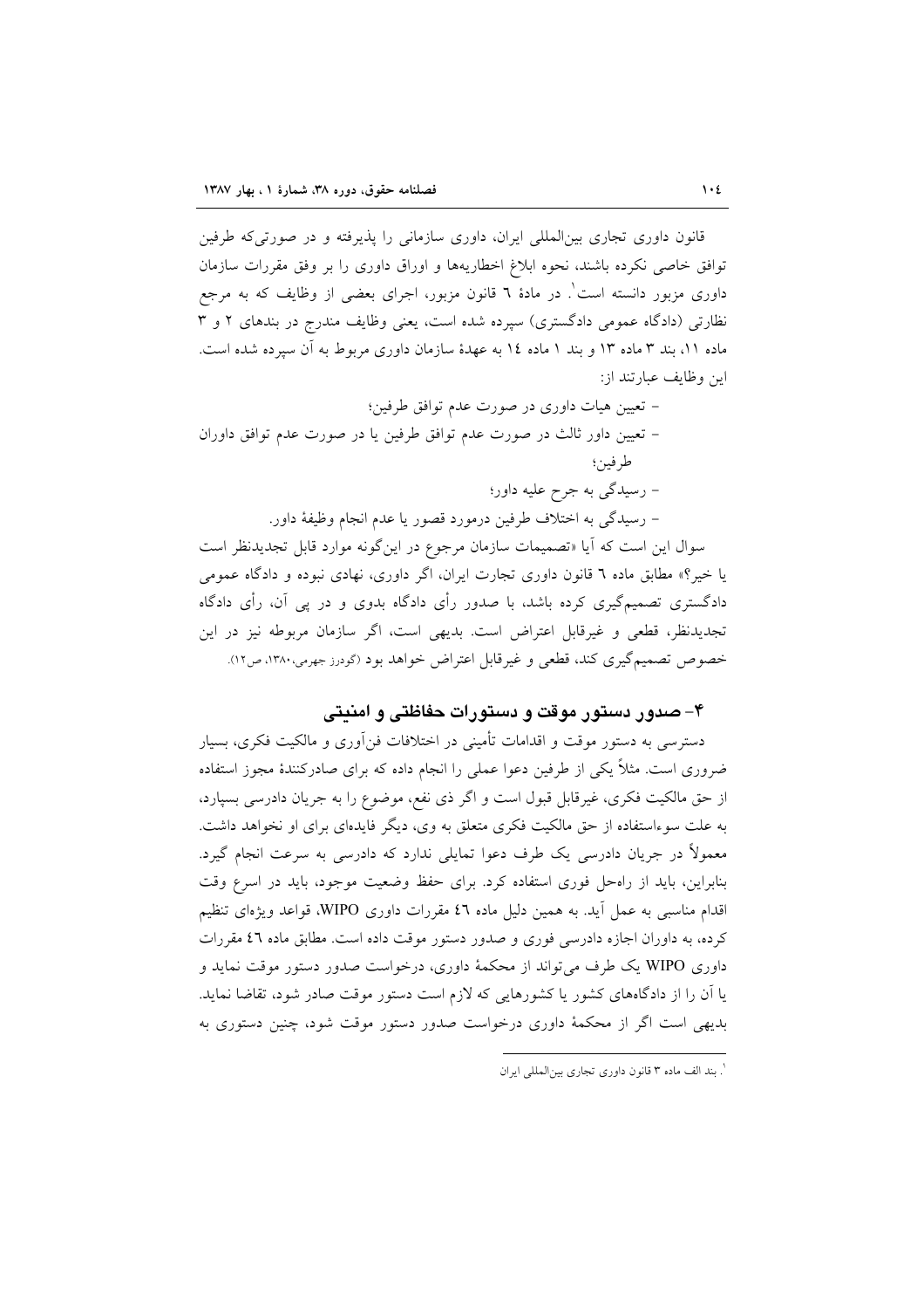قانون داوری تجاری بین‌المللی ایران، داوری سازمانی را پذیرفته و در صورتی‌که طرفین توافق خاصی نکرده باشند، نحوه ابلاغ اخطاریه‌ها و اوراق داوری را بر وفق مقررات سازمان داوری مزبور دانسته است[1]. در مادهٔ ٦ قانون مزبور، اجرای بعضی از وظایف که به مرجع نظارتی (دادگاه عمومی دادگستری) سپرده شده است، یعنی وظایف مندرج در بندهای ٢ و ٣ ماده ١١، بند ٣ ماده ١٣ و بند ١ ماده ١٤ به عهدهٔ سازمان داوری مربوط به آن سپرده شده است. این وظایف عبارتند از:

- تعیین هیات داوری در صورت عدم توافق طرفین؛
- تعیین داور ثالث در صورت عدم توافق طرفین یا در صورت عدم توافق داوران طرفین؛
- رسیدگی به جرح علیه داور؛
- رسیدگی به اختلاف طرفین درمورد قصور یا عدم انجام وظیفهٔ داور.

سوال این است که آیا «تصمیمات سازمان مرجوع در این‌گونه موارد قابل تجدیدنظر است یا خیر؟» مطابق ماده ٦ قانون داوری تجارت ایران، اگر داوری، نهادی نبوده و دادگاه عمومی دادگستری تصمیم‌گیری کرده باشد، با صدور رأی دادگاه بدوی و در پی آن، رأی دادگاه تجدیدنظر، قطعی و غیرقابل اعتراض است. بدیهی است، اگر سازمان مربوطه نیز در این خصوص تصمیم‌گیری کند، قطعی و غیرقابل اعتراض خواهد بود (گودرز جهرمی،١٣٨٠، ص١٢).

## ٤- صدور دستور موقت و دستورات حفاظتی و امنیتی

دسترسی به دستور موقت و اقدامات تأمینی در اختلافات فن‌آوری و مالکیت فکری، بسیار ضروری است. مثلاً یکی از طرفین دعوا عملی را انجام داده که برای صادرکنندهٔ مجوز استفاده از حق مالکیت فکری، غیرقابل قبول است و اگر ذی نفع، موضوع را به جریان دادرسی بسپارد، به علت سوءاستفاده از حق مالکیت فکری متعلق به وی، دیگر فایده‌ای برای او نخواهد داشت. معمولاً در جریان دادرسی یک طرف دعوا تمایلی ندارد که دادرسی به سرعت انجام گیرد. بنابراین، باید از راه‌حل فوری استفاده کرد. برای حفظ وضعیت موجود، باید در اسرع وقت اقدام مناسبی به عمل آید. به همین دلیل ماده ٤٦ مقررات داوری WIPO، قواعد ویژه‌ای تنظیم کرده، به داوران اجازه دادرسی فوری و صدور دستور موقت داده است. مطابق ماده ٤٦ مقررات داوری WIPO یک طرف می‌تواند از محکمهٔ داوری، درخواست صدور دستور موقت نماید و یا آن را از دادگاه‌های کشور یا کشورهایی که لازم است دستور موقت صادر شود، تقاضا نماید. بدیهی است اگر از محکمهٔ داوری درخواست صدور دستور موقت شود، چنین دستوری به

---

[1]. بند الف ماده ٣ قانون داوری تجاری بین‌المللی ایران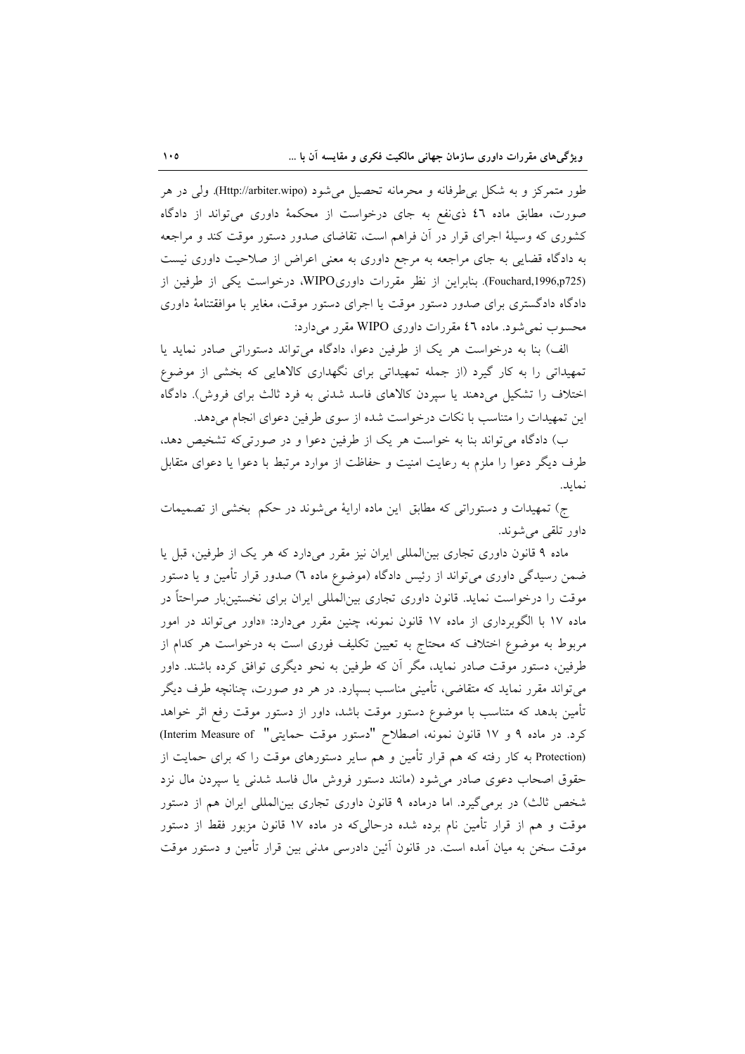طور متمرکز و به شکل بی‌طرفانه و محرمانه تحصیل می‌شود (Http://arbiter.wipo). ولی در هر صورت، مطابق ماده ٤٦ ذی‌نفع به جای درخواست از محکمهٔ داوری می‌تواند از دادگاه کشوری که وسیلهٔ اجرای قرار در آن فراهم است، تقاضای صدور دستور موقت کند و مراجعه به دادگاه قضایی به جای مراجعه به مرجع داوری به معنی اعراض از صلاحیت داوری نیست (Fouchard,1996,p725). بنابراین از نظر مقررات داوری WIPO، درخواست یکی از طرفین از دادگاه دادگستری برای صدور دستور موقت یا اجرای دستور موقت، مغایر با موافقتنامهٔ داوری محسوب نمی‌شود. ماده ٤٦ مقررات داوری WIPO مقرر می‌دارد:

الف) بنا به درخواست هر یک از طرفین دعوا، دادگاه می‌تواند دستوراتی صادر نماید یا تمهیداتی را به کار گیرد (از جمله تمهیداتی برای نگهداری کالاهایی که بخشی از موضوع اختلاف را تشکیل می‌دهند یا سپردن کالاهای فاسد شدنی به فرد ثالث برای فروش). دادگاه این تمهیدات را متناسب با نکات درخواست شده از سوی طرفین دعوای انجام می‌دهد.

ب) دادگاه می‌تواند بنا به خواست هر یک از طرفین دعوا و در صورتی‌که تشخیص دهد، طرف دیگر دعوا را ملزم به رعایت امنیت و حفاظت از موارد مرتبط با دعوا یا دعوای متقابل نماید.

ج) تمهیدات و دستوراتی که مطابق این ماده ارایهٔ می‌شوند در حکم بخشی از تصمیمات داور تلقی می‌شوند.

ماده ۹ قانون داوری تجاری بین‌المللی ایران نیز مقرر می‌دارد که هر یک از طرفین، قبل یا ضمن رسیدگی داوری می‌تواند از رئیس دادگاه (موضوع ماده ٦) صدور قرار تأمین و یا دستور موقت را درخواست نماید. قانون داوری تجاری بین‌المللی ایران برای نخستین‌بار صراحتاً در ماده ۱۷ با الگوبرداری از ماده ۱۷ قانون نمونه، چنین مقرر می‌دارد: «داور می‌تواند در امور مربوط به موضوع اختلاف که محتاج به تعیین تکلیف فوری است به درخواست هر کدام از طرفین، دستور موقت صادر نماید، مگر آن که طرفین به نحو دیگری توافق کرده باشند. داور می‌تواند مقرر نماید که متقاضی، تأمینی مناسب بسپارد. در هر دو صورت، چنانچه طرف دیگر تأمین بدهد که متناسب با موضوع دستور موقت باشد، داور از دستور موقت رفع اثر خواهد کرد. در ماده ۹ و ۱۷ قانون نمونه، اصطلاح "دستور موقت حمایتی" (Interim Measure of Protection) به کار رفته که هم قرار تأمین و هم سایر دستورهای موقت را که برای حمایت از حقوق اصحاب دعوی صادر می‌شود (مانند دستور فروش مال فاسد شدنی یا سپردن مال نزد شخص ثالث) در برمی‌گیرد. اما درماده ۹ قانون داوری تجاری بین‌المللی ایران هم از دستور موقت و هم از قرار تأمین نام برده شده درحالی‌که در ماده ۱۷ قانون مزبور فقط از دستور موقت سخن به میان آمده است. در قانون آئین دادرسی مدنی بین قرار تأمین و دستور موقت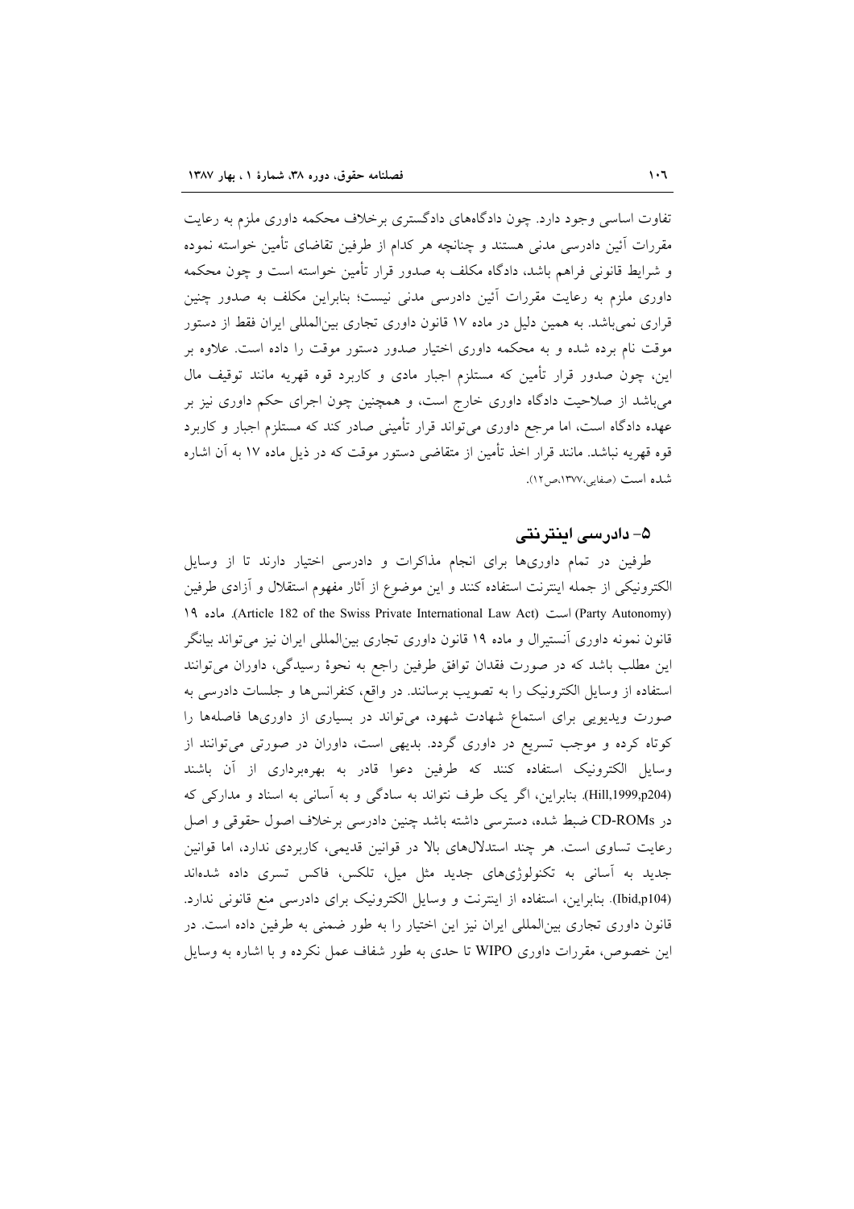تفاوت اساسی وجود دارد. چون دادگاه‌های دادگستری برخلاف محکمه داوری ملزم به رعایت مقررات آئین دادرسی مدنی هستند و چنانچه هر کدام از طرفین تقاضای تأمین خواسته نموده و شرایط قانونی فراهم باشد، دادگاه مکلف به صدور قرار تأمین خواسته است و چون محکمه داوری ملزم به رعایت مقررات آئین دادرسی مدنی نیست؛ بنابراین مکلف به صدور چنین قراری نمی‌باشد. به همین دلیل در ماده ۱۷ قانون داوری تجاری بین‌المللی ایران فقط از دستور موقت نام برده شده و به محکمه داوری اختیار صدور دستور موقت را داده است. علاوه بر این، چون صدور قرار تأمین که مستلزم اجبار مادی و کاربرد قوه قهریه مانند توقیف مال می‌باشد از صلاحیت دادگاه داوری خارج است، و همچنین چون اجرای حکم داوری نیز بر عهده دادگاه است، اما مرجع داوری می‌تواند قرار تأمینی صادر کند که مستلزم اجبار و کاربرد قوه قهریه نباشد. مانند قرار اخذ تأمین از متقاضی دستور موقت که در ذیل ماده ۱۷ به آن اشاره شده است (صفایی،۱۳۷۷،ص۱۲).

## ۵- دادرسی اینترنتی

طرفین در تمام داوری‌ها برای انجام مذاکرات و دادرسی اختیار دارند تا از وسایل الکترونیکی از جمله اینترنت استفاده کنند و این موضوع از آثار مفهوم استقلال و آزادی طرفین (Party Autonomy) است (Article 182 of the Swiss Private International Law Act). ماده ۱۹ قانون نمونه داوری آنسیترال و ماده ۱۹ قانون داوری تجاری بین‌المللی ایران نیز می‌تواند بیانگر این مطلب باشد که در صورت فقدان توافق طرفین راجع به نحوهٔ رسیدگی، داوران می‌توانند استفاده از وسایل الکترونیک را به تصویب برسانند. در واقع، کنفرانس‌ها و جلسات دادرسی به صورت ویدیویی برای استماع شهادت شهود، می‌تواند در بسیاری از داوری‌ها فاصله‌ها را کوتاه کرده و موجب تسریع در داوری گردد. بدیهی است، داوران در صورتی می‌توانند از وسایل الکترونیک استفاده کنند که طرفین دعوا قادر به بهره‌برداری از آن باشند (Hill,1999,p204). بنابراین، اگر یک طرف نتواند به سادگی و به آسانی به اسناد و مدارکی که در CD-ROMs ضبط شده، دسترسی داشته باشد چنین دادرسی برخلاف اصول حقوقی و اصل رعایت تساوی است. هر چند استدلال‌های بالا در قوانین قدیمی، کاربردی ندارد، اما قوانین جدید به آسانی به تکنولوژی‌های جدید مثل میل، تلکس، فاکس تسری داده شده‌اند (Ibid,p104). بنابراین، استفاده از اینترنت و وسایل الکترونیک برای دادرسی منع قانونی ندارد. قانون داوری تجاری بین‌المللی ایران این اختیار را به طور ضمنی به طرفین داده است. در این خصوص، مقررات داوری WIPO تا حدی به طور شفاف عمل نکرده و با اشاره به وسایل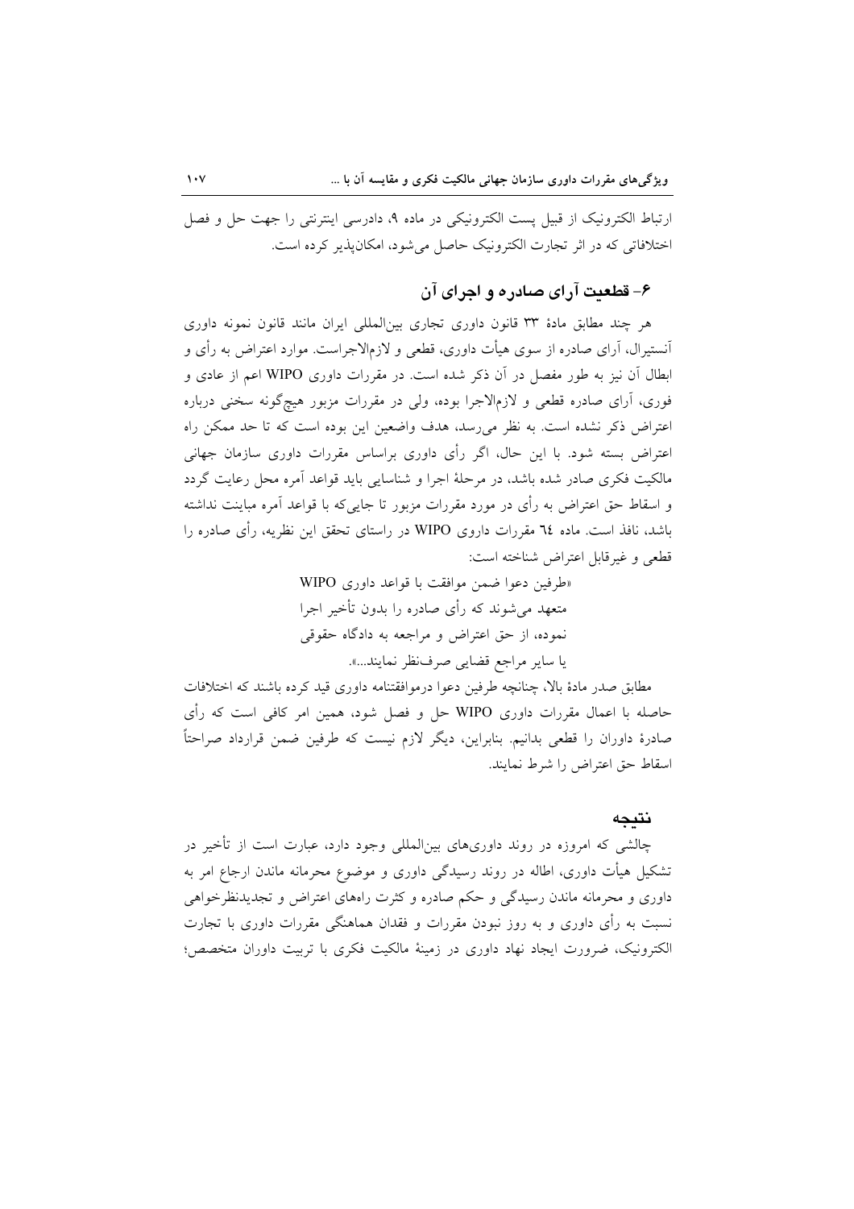ارتباط الکترونیک از قبیل پست الکترونیکی در ماده ۹، دادرسی اینترنتی را جهت حل و فصل اختلافاتی که در اثر تجارت الکترونیک حاصل می‌شود، امکان‌پذیر کرده است.

## ۶- قطعیت آرای صادره و اجرای آن

هر چند مطابق مادهٔ ۳۳ قانون داوری تجاری بین‌المللی ایران مانند قانون نمونه داوری آنسیترال، آرای صادره از سوی هیأت داوری، قطعی و لازم‌الاجراست. موارد اعتراض به رأی و ابطال آن نیز به طور مفصل در آن ذکر شده است. در مقررات داوری WIPO اعم از عادی و فوری، آرای صادره قطعی و لازم‌الاجرا بوده، ولی در مقررات مزبور هیچ‌گونه سخنی درباره اعتراض ذکر نشده است. به نظر می‌رسد، هدف واضعین این بوده است که تا حد ممکن راه اعتراض بسته شود. با این حال، اگر رأی داوری براساس مقررات داوری سازمان جهانی مالکیت فکری صادر شده باشد، در مرحلهٔ اجرا و شناسایی باید قواعد آمره محل رعایت گردد و اسقاط حق اعتراض به رأی در مورد مقررات مزبور تا جایی‌که با قواعد آمره مباینت نداشته باشد، نافذ است. ماده ٦٤ مقررات داروی WIPO در راستای تحقق این نظریه، رأی صادره را قطعی و غیرقابل اعتراض شناخته است:

> «طرفین دعوا ضمن موافقت با قواعد داوری WIPO متعهد می‌شوند که رأی صادره را بدون تأخیر اجرا نموده، از حق اعتراض و مراجعه به دادگاه حقوقی یا سایر مراجع قضایی صرف‌نظر نمایند...».

مطابق صدر مادهٔ بالا، چنانچه طرفین دعوا درموافقتنامه داوری قید کرده باشند که اختلافات حاصله با اعمال مقررات داوری WIPO حل و فصل شود، همین امر کافی است که رأی صادرهٔ داوران را قطعی بدانیم. بنابراین، دیگر لازم نیست که طرفین ضمن قرارداد صراحتاً اسقاط حق اعتراض را شرط نمایند.

## نتیجه

چالشی که امروزه در روند داوری‌های بین‌المللی وجود دارد، عبارت است از تأخیر در تشکیل هیأت داوری، اطاله در روند رسیدگی داوری و موضوع محرمانه ماندن ارجاع امر به داوری و محرمانه ماندن رسیدگی و حکم صادره و کثرت راههای اعتراض و تجدیدنظرخواهی نسبت به رأی داوری و به روز نبودن مقررات و فقدان هماهنگی مقررات داوری با تجارت الکترونیک، ضرورت ایجاد نهاد داوری در زمینهٔ مالکیت فکری با تربیت داوران متخصص؛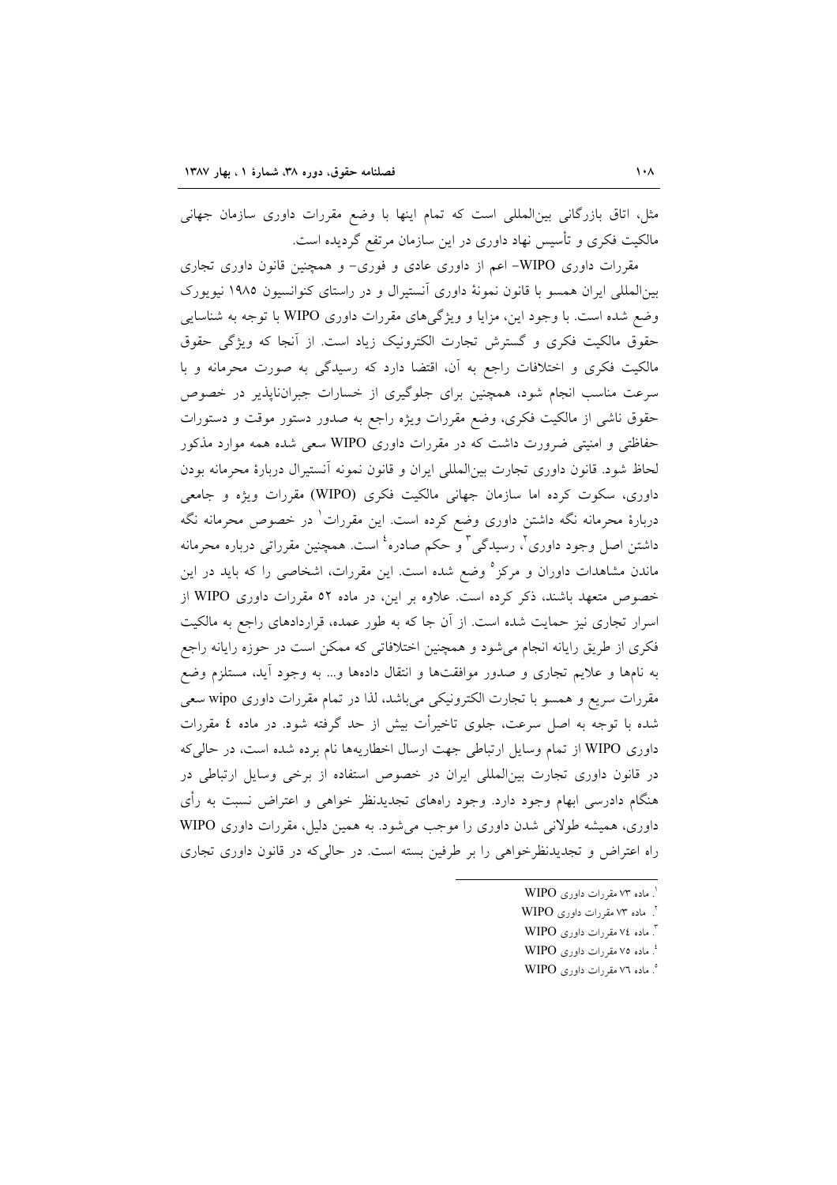مثل، اتاق بازرگانی بین‌المللی است که تمام اینها با وضع مقررات داوری سازمان جهانی مالکیت فکری و تأسیس نهاد داوری در این سازمان مرتفع گردیده است.

مقررات داوری WIPO- اعم از داوری عادی و فوری- و همچنین قانون داوری تجاری بین‌المللی ایران همسو با قانون نمونهٔ داوری آنسیترال و در راستای کنوانسیون ۱۹۸۵ نیویورک وضع شده است. با وجود این، مزایا و ویژگی‌های مقررات داوری WIPO با توجه به شناسایی حقوق مالکیت فکری و گسترش تجارت الکترونیک زیاد است. از آنجا که ویژگی حقوق مالکیت فکری و اختلافات راجع به آن، اقتضا دارد که رسیدگی به صورت محرمانه و با سرعت مناسب انجام شود، همچنین برای جلوگیری از خسارات جبران‌ناپذیر در خصوص حقوق ناشی از مالکیت فکری، وضع مقررات ویژه راجع به صدور دستور موقت و دستورات حفاظتی و امنیتی ضرورت داشت که در مقررات داوری WIPO سعی شده همه موارد مذکور لحاظ شود. قانون داوری تجارت بین‌المللی ایران و قانون نمونه آنسیترال دربارهٔ محرمانه بودن داوری، سکوت کرده اما سازمان جهانی مالکیت فکری (WIPO) مقررات ویژه و جامعی دربارهٔ محرمانه نگه داشتن داوری وضع کرده است. این مقررات[1] در خصوص محرمانه نگه داشتن اصل وجود داوری[2]، رسیدگی[3] و حکم صادره[4] است. همچنین مقرراتی درباره محرمانه ماندن مشاهدات داوران و مرکز[5] وضع شده است. این مقررات، اشخاصی را که باید در این خصوص متعهد باشند، ذکر کرده است. علاوه بر این، در ماده ۵۲ مقررات داوری WIPO از اسرار تجاری نیز حمایت شده است. از آن جا که به طور عمده، قراردادهای راجع به مالکیت فکری از طریق رایانه انجام می‌شود و همچنین اختلافاتی که ممکن است در حوزه رایانه راجع به نام‌ها و علایم تجاری و صدور موافقت‌ها و انتقال داده‌ها و... به وجود آید، مستلزم وضع مقررات سریع و همسو با تجارت الکترونیکی می‌باشد، لذا در تمام مقررات داوری wipo سعی شده با توجه به اصل سرعت، جلوی تاخیرأت بیش از حد گرفته شود. در ماده ٤ مقررات داوری WIPO از تمام وسایل ارتباطی جهت ارسال اخطاریه‌ها نام برده شده است، در حالی‌که در قانون داوری تجارت بین‌المللی ایران در خصوص استفاده از برخی وسایل ارتباطی در هنگام دادرسی ابهام وجود دارد. وجود راه‌های تجدیدنظر خواهی و اعتراض نسبت به رأی داوری، همیشه طولانی شدن داوری را موجب می‌شود. به همین دلیل، مقررات داوری WIPO راه اعتراض و تجدیدنظرخواهی را بر طرفین بسته است. در حالی‌که در قانون داوری تجاری

---

[1]. ماده ۷۳ مقررات داوری WIPO

[2]. ماده ۷۳ مقررات داوری WIPO

[3]. ماده ۷٤ مقررات داوری WIPO

[4]. ماده ۷۵ مقررات داوری WIPO

[5]. ماده ۷٦ مقررات داوری WIPO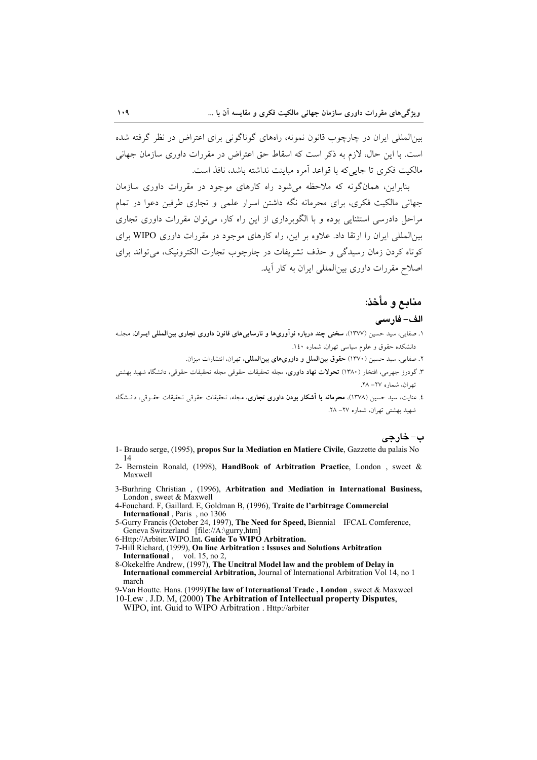بین‌المللی ایران در چارچوب قانون نمونه، راه‌های گوناگونی برای اعتراض در نظر گرفته شده است. با این حال، لازم به ذکر است که اسقاط حق اعتراض در مقررات داوری سازمان جهانی مالکیت فکری تا جایی‌که با قواعد آمره مباینت نداشته باشد، نافذ است.

بنابراین، همان‌گونه که ملاحظه می‌شود راه کارهای موجود در مقررات داوری سازمان جهانی مالکیت فکری، برای محرمانه نگه داشتن اسرار علمی و تجاری طرفین دعوا در تمام مراحل دادرسی استثنایی بوده و با الگوبرداری از این راه کار، می‌توان مقررات داوری تجاری بین‌المللی ایران را ارتقا داد. علاوه بر این، راه کارهای موجود در مقررات داوری WIPO برای کوتاه کردن زمان رسیدگی و حذف تشریفات در چارچوب تجارت الکترونیک، می‌تواند برای اصلاح مقررات داوری بین‌المللی ایران به کار آید.

## منابع و مأخذ:

### الف- فارسی

۱. صفایی، سید حسین (۱۳۷۷)، **سخنی چند درباره نوآوری‌ها و نارسایی‌های قانون داوری تجاری بین‌المللی ایـران**، مجلـه دانشکده حقوق و علوم سیاسی تهران، شماره ۱۴۰.

۲. صفایی، سید حسین (۱۳۷۰) **حقوق بین‌الملل و داوری‌های بین‌المللی**، تهران، انتشارات میزان.

۳. گودرز جهرمی، افتخار (۱۳۸۰) **تحولات نهاد داوری**، مجله تحقیقات حقوقی مجله تحقیقات حقوقی، دانشگاه شهید بهشتی تهران، شماره ۲۷- ۲۸.

٤. عنایت، سید حسین (۱۳۷۸)، **محرمانه یا آشکار بودن داوری تجاری**، مجله، تحقیقات حقوقی تحقیقات حقـوقی، دانـشگاه شهید بهشتی تهران، شماره ۲۷- ۲۸.

### ب- خارجی

1- Braudo serge, (1995), **propos Sur la Mediation en Matiere Civile**, Gazzette du palais No 14

2- Bernstein Ronald, (1998), **HandBook of Arbitration Practice**, London , sweet & Maxwell

3-Burhring Christian , (1996), **Arbitration and Mediation in International Business,** London , sweet & Maxwell

4-Fouchard. F, Gaillard. E, Goldman B, (1996), **Traite de l'arbitrage Commercial International** , Paris , no 1306

5-Gurry Francis (October 24, 1997), **The Need for Speed,** Biennial IFCAL Comference, Geneva Switzerland [file://A:\gurry,htm]

6-Http://Arbiter.WIPO.Int**. Guide To WIPO Arbitration.**

7-Hill Richard, (1999), **On line Arbitration : Issuses and Solutions Arbitration International** , vol. 15, no 2,

8-Okekelfre Andrew, (1997), **The Uncitral Model law and the problem of Delay in International commercial Arbitration,** Journal of International Arbitration Vol 14, no 1 march

9-Van Houtte. Hans. (1999)**The law of International Trade , London** , sweet & Maxweel

10-Lew . J.D. M, (2000) **The Arbitration of Intellectual property Disputes**, WIPO, int. Guid to WIPO Arbitration . Http://arbiter